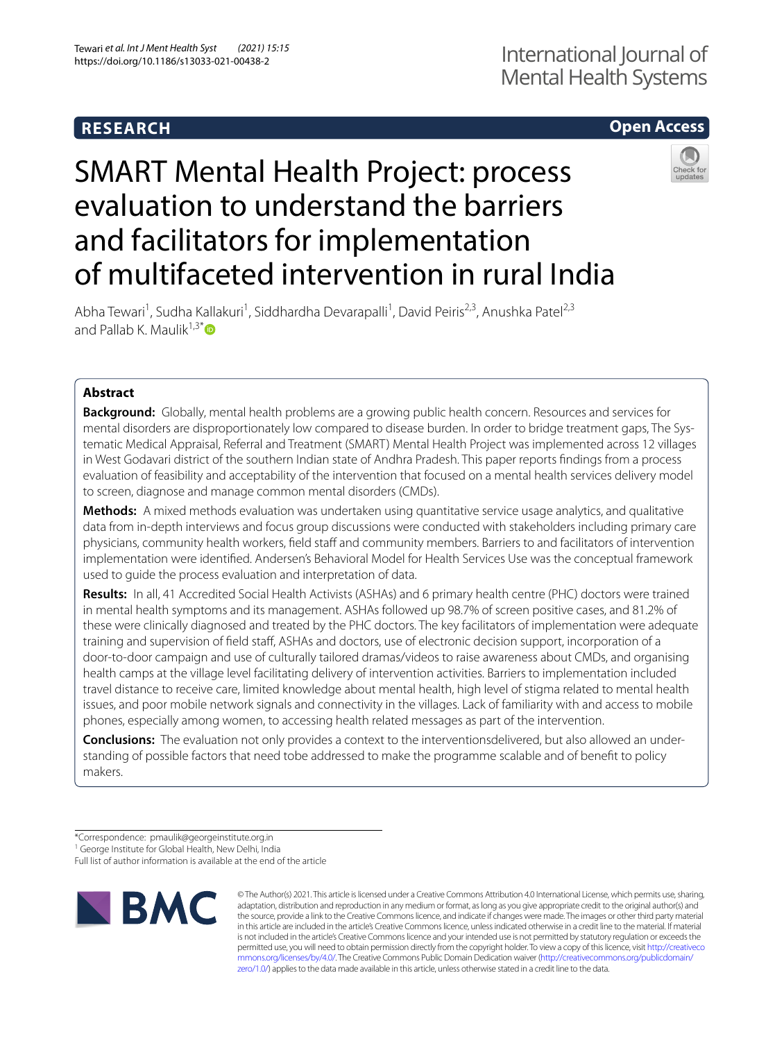**RESEARCH** | **Open Access**

# SMART Mental Health Project: process evaluation to understand the barriers and facilitators for implementation of multifaceted intervention in rural India

Abha Tewari[1], Sudha Kallakuri[1], Siddhardha Devarapalli[1], David Peiris[2,3], Anushka Patel[2,3] and Pallab K. Maulik[1,3*]

## Abstract

**Background:** Globally, mental health problems are a growing public health concern. Resources and services for mental disorders are disproportionately low compared to disease burden. In order to bridge treatment gaps, The Systematic Medical Appraisal, Referral and Treatment (SMART) Mental Health Project was implemented across 12 villages in West Godavari district of the southern Indian state of Andhra Pradesh. This paper reports findings from a process evaluation of feasibility and acceptability of the intervention that focused on a mental health services delivery model to screen, diagnose and manage common mental disorders (CMDs).

**Methods:** A mixed methods evaluation was undertaken using quantitative service usage analytics, and qualitative data from in-depth interviews and focus group discussions were conducted with stakeholders including primary care physicians, community health workers, field staff and community members. Barriers to and facilitators of intervention implementation were identified. Andersen's Behavioral Model for Health Services Use was the conceptual framework used to guide the process evaluation and interpretation of data.

**Results:** In all, 41 Accredited Social Health Activists (ASHAs) and 6 primary health centre (PHC) doctors were trained in mental health symptoms and its management. ASHAs followed up 98.7% of screen positive cases, and 81.2% of these were clinically diagnosed and treated by the PHC doctors. The key facilitators of implementation were adequate training and supervision of field staff, ASHAs and doctors, use of electronic decision support, incorporation of a door-to-door campaign and use of culturally tailored dramas/videos to raise awareness about CMDs, and organising health camps at the village level facilitating delivery of intervention activities. Barriers to implementation included travel distance to receive care, limited knowledge about mental health, high level of stigma related to mental health issues, and poor mobile network signals and connectivity in the villages. Lack of familiarity with and access to mobile phones, especially among women, to accessing health related messages as part of the intervention.

**Conclusions:** The evaluation not only provides a context to the interventionsdelivered, but also allowed an understanding of possible factors that need tobe addressed to make the programme scalable and of benefit to policy makers.

*Correspondence: pmaulik@georgeinstitute.org.in

[1] George Institute for Global Health, New Delhi, India

Full list of author information is available at the end of the article

© The Author(s) 2021. This article is licensed under a Creative Commons Attribution 4.0 International License, which permits use, sharing, adaptation, distribution and reproduction in any medium or format, as long as you give appropriate credit to the original author(s) and the source, provide a link to the Creative Commons licence, and indicate if changes were made. The images or other third party material in this article are included in the article's Creative Commons licence, unless indicated otherwise in a credit line to the material. If material is not included in the article's Creative Commons licence and your intended use is not permitted by statutory regulation or exceeds the permitted use, you will need to obtain permission directly from the copyright holder. To view a copy of this licence, visit http://creativecommons.org/licenses/by/4.0/. The Creative Commons Public Domain Dedication waiver (http://creativecommons.org/publicdomain/zero/1.0/) applies to the data made available in this article, unless otherwise stated in a credit line to the data.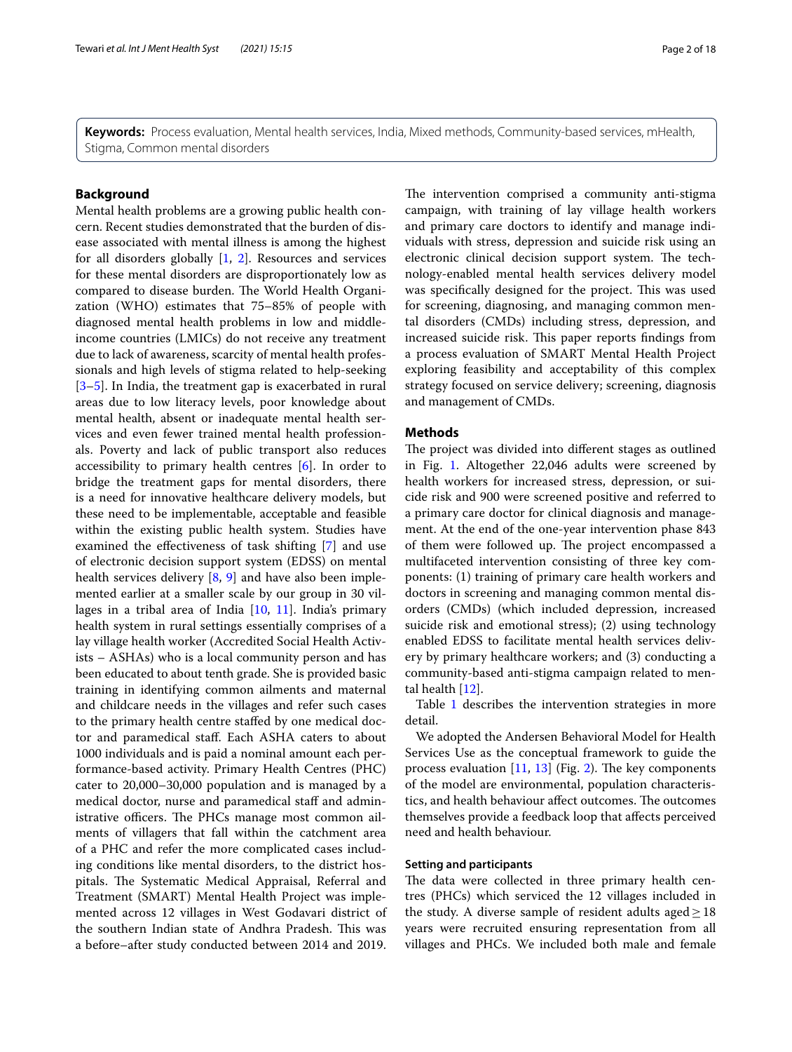**Keywords:** Process evaluation, Mental health services, India, Mixed methods, Community-based services, mHealth, Stigma, Common mental disorders

## Background

Mental health problems are a growing public health concern. Recent studies demonstrated that the burden of disease associated with mental illness is among the highest for all disorders globally [1, 2]. Resources and services for these mental disorders are disproportionately low as compared to disease burden. The World Health Organization (WHO) estimates that 75–85% of people with diagnosed mental health problems in low and middle-income countries (LMICs) do not receive any treatment due to lack of awareness, scarcity of mental health professionals and high levels of stigma related to help-seeking [3–5]. In India, the treatment gap is exacerbated in rural areas due to low literacy levels, poor knowledge about mental health, absent or inadequate mental health services and even fewer trained mental health professionals. Poverty and lack of public transport also reduces accessibility to primary health centres [6]. In order to bridge the treatment gaps for mental disorders, there is a need for innovative healthcare delivery models, but these need to be implementable, acceptable and feasible within the existing public health system. Studies have examined the effectiveness of task shifting [7] and use of electronic decision support system (EDSS) on mental health services delivery [8, 9] and have also been implemented earlier at a smaller scale by our group in 30 villages in a tribal area of India [10, 11]. India's primary health system in rural settings essentially comprises of a lay village health worker (Accredited Social Health Activists – ASHAs) who is a local community person and has been educated to about tenth grade. She is provided basic training in identifying common ailments and maternal and childcare needs in the villages and refer such cases to the primary health centre staffed by one medical doctor and paramedical staff. Each ASHA caters to about 1000 individuals and is paid a nominal amount each performance-based activity. Primary Health Centres (PHC) cater to 20,000–30,000 population and is managed by a medical doctor, nurse and paramedical staff and administrative officers. The PHCs manage most common ailments of villagers that fall within the catchment area of a PHC and refer the more complicated cases including conditions like mental disorders, to the district hospitals. The Systematic Medical Appraisal, Referral and Treatment (SMART) Mental Health Project was implemented across 12 villages in West Godavari district of the southern Indian state of Andhra Pradesh. This was a before–after study conducted between 2014 and 2019. The intervention comprised a community anti-stigma campaign, with training of lay village health workers and primary care doctors to identify and manage individuals with stress, depression and suicide risk using an electronic clinical decision support system. The technology-enabled mental health services delivery model was specifically designed for the project. This was used for screening, diagnosing, and managing common mental disorders (CMDs) including stress, depression, and increased suicide risk. This paper reports findings from a process evaluation of SMART Mental Health Project exploring feasibility and acceptability of this complex strategy focused on service delivery; screening, diagnosis and management of CMDs.

## Methods

The project was divided into different stages as outlined in Fig. 1. Altogether 22,046 adults were screened by health workers for increased stress, depression, or suicide risk and 900 were screened positive and referred to a primary care doctor for clinical diagnosis and management. At the end of the one-year intervention phase 843 of them were followed up. The project encompassed a multifaceted intervention consisting of three key components: (1) training of primary care health workers and doctors in screening and managing common mental disorders (CMDs) (which included depression, increased suicide risk and emotional stress); (2) using technology enabled EDSS to facilitate mental health services delivery by primary healthcare workers; and (3) conducting a community-based anti-stigma campaign related to mental health [12].

Table 1 describes the intervention strategies in more detail.

We adopted the Andersen Behavioral Model for Health Services Use as the conceptual framework to guide the process evaluation [11, 13] (Fig. 2). The key components of the model are environmental, population characteristics, and health behaviour affect outcomes. The outcomes themselves provide a feedback loop that affects perceived need and health behaviour.

### Setting and participants

The data were collected in three primary health centres (PHCs) which serviced the 12 villages included in the study. A diverse sample of resident adults aged ≥ 18 years were recruited ensuring representation from all villages and PHCs. We included both male and female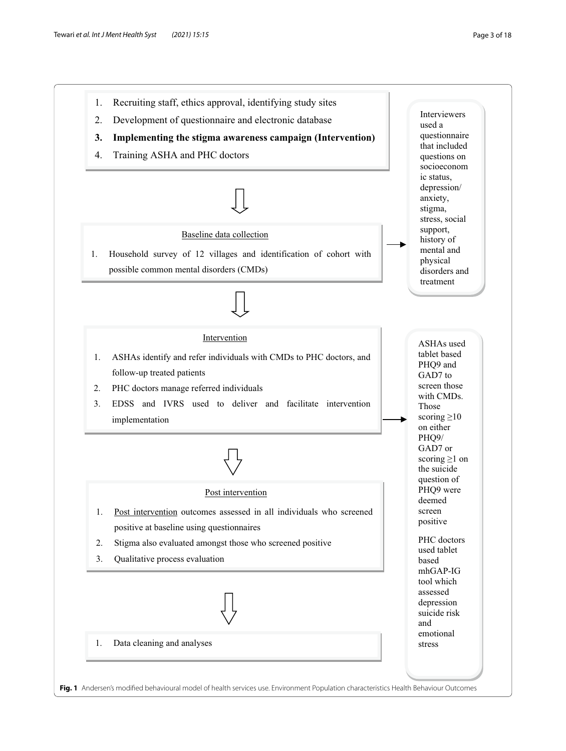1. Recruiting staff, ethics approval, identifying study sites
2. Development of questionnaire and electronic database
3. **Implementing the stigma awareness campaign (Intervention)**
4. Training ASHA and PHC doctors

Baseline data collection

1. Household survey of 12 villages and identification of cohort with possible common mental disorders (CMDs)

Interviewers used a questionnaire that included questions on socioeconomic status, depression/anxiety, stigma, stress, social support, history of mental and physical disorders and treatment

Intervention

1. ASHAs identify and refer individuals with CMDs to PHC doctors, and follow-up treated patients
2. PHC doctors manage referred individuals
3. EDSS and IVRS used to deliver and facilitate intervention implementation

ASHAs used tablet based PHQ9 and GAD7 to screen those with CMDs. Those scoring ≥10 on either PHQ9/GAD7 or scoring ≥1 on the suicide question of PHQ9 were deemed screen positive

PHC doctors used tablet based mhGAP-IG tool which assessed depression suicide risk and emotional stress

Post intervention

1. Post intervention outcomes assessed in all individuals who screened positive at baseline using questionnaires
2. Stigma also evaluated amongst those who screened positive
3. Qualitative process evaluation

1. Data cleaning and analyses

**Fig. 1** Andersen's modified behavioural model of health services use. Environment Population characteristics Health Behaviour Outcomes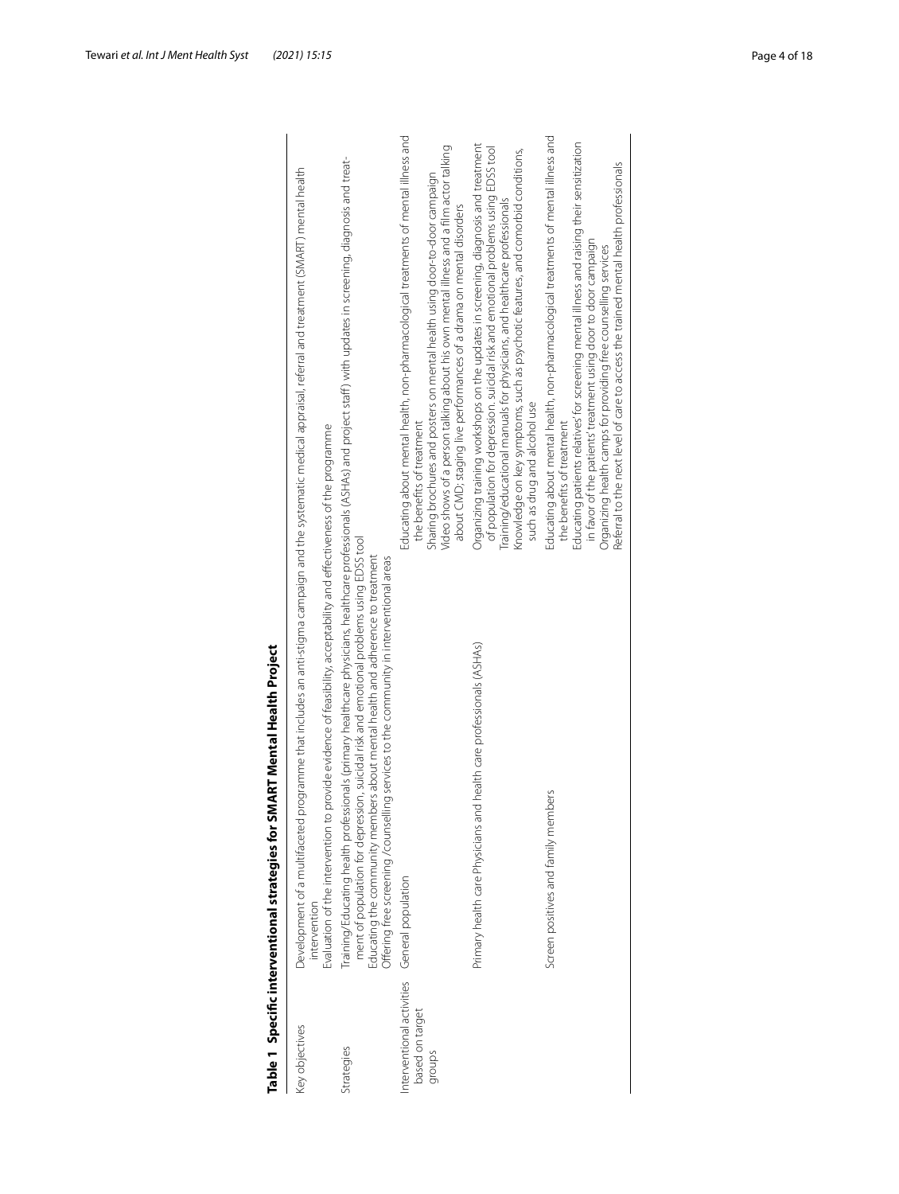**Table 1 Specific interventional strategies for SMART Mental Health Project**

| | | |
|---|---|---|
| Key objectives | Development of a multifaceted programme that includes an anti-stigma campaign and the systematic medical appraisal, referral and treatment (SMART) mental health intervention<br>Evaluation of the intervention to provide evidence of feasibility, acceptability and effectiveness of the programme | |
| Strategies | Training/Educating health professionals (primary healthcare physicians, healthcare professionals (ASHAs) and project staff) with updates in screening, diagnosis and treatment of population for depression, suicidal risk and emotional problems using EDSS tool<br>Educating the community members about mental health and adherence to treatment<br>Offering free screening /counselling services to the community in interventional areas | |
| Interventional activities based on target groups | General population | Educating about mental health, non-pharmacological treatments of mental illness and the benefits of treatment<br>Sharing brochures and posters on mental health using door-to-door campaign<br>Video shows of a person talking about his own mental illness and a film actor talking about CMD; staging live performances of a drama on mental disorders |
| | Primary health care Physicians and health care professionals (ASHAs) | Organizing training workshops on the updates in screening, diagnosis and treatment of population for depression. suicidal risk and emotional problems using EDSS tool<br>Training/educational manuals for physicians, and healthcare professionals<br>Knowledge on key symptoms, such as psychotic features, and comorbid conditions, such as drug and alcohol use |
| | Screen positives and family members | Educating about mental health, non-pharmacological treatments of mental illness and the benefits of treatment<br>Educating patients relatives' for screening mental illness and raising their sensitization in favor of the patients' treatment using door to door campaign<br>Organizing health camps for providing free counselling services<br>Referral to the next level of care to access the trained mental health professionals |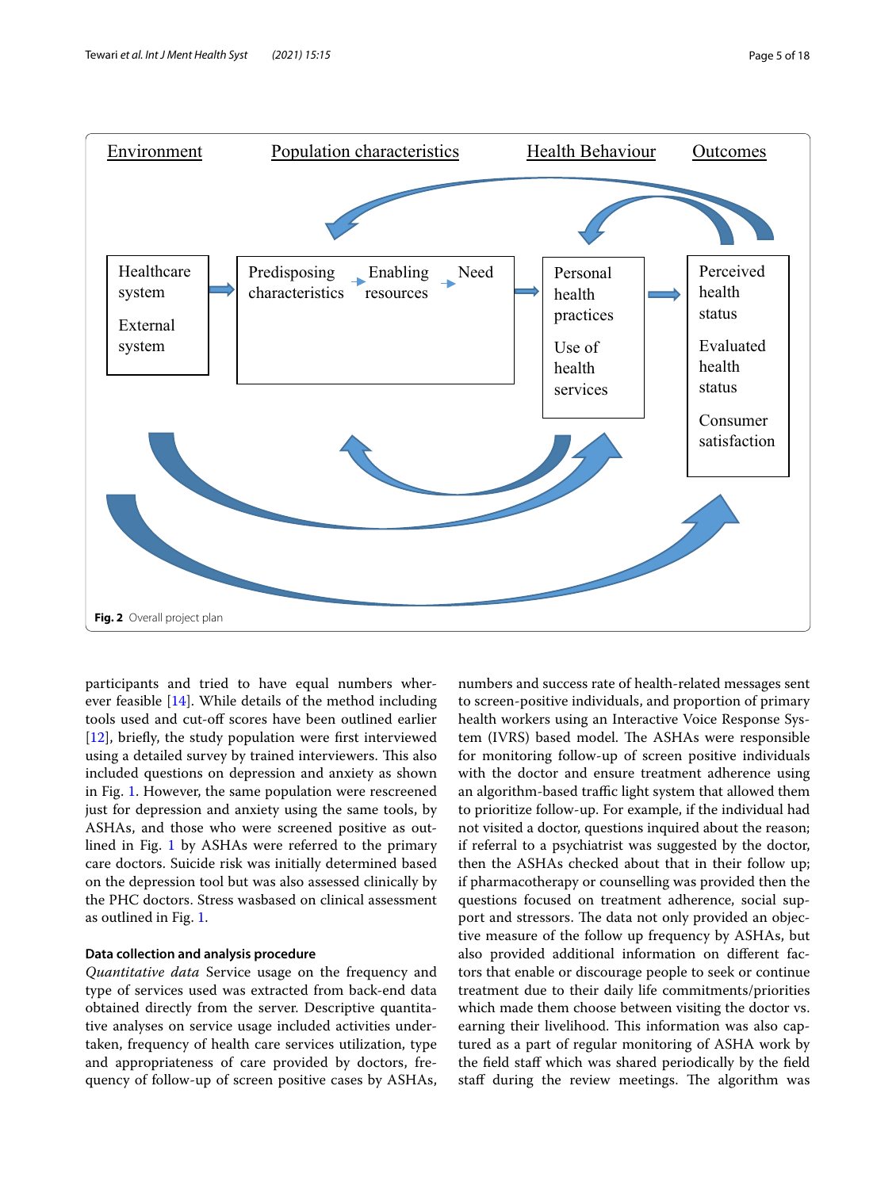Environment | Population characteristics | Health Behaviour | Outcomes

Healthcare system

External system

Predisposing characteristics → Enabling resources → Need

Personal health practices

Use of health services

Perceived health status

Evaluated health status

Consumer satisfaction

**Fig. 2** Overall project plan

participants and tried to have equal numbers wherever feasible [14]. While details of the method including tools used and cut-off scores have been outlined earlier [12], briefly, the study population were first interviewed using a detailed survey by trained interviewers. This also included questions on depression and anxiety as shown in Fig. 1. However, the same population were rescreened just for depression and anxiety using the same tools, by ASHAs, and those who were screened positive as outlined in Fig. 1 by ASHAs were referred to the primary care doctors. Suicide risk was initially determined based on the depression tool but was also assessed clinically by the PHC doctors. Stress wasbased on clinical assessment as outlined in Fig. 1.

#### Data collection and analysis procedure

*Quantitative data* Service usage on the frequency and type of services used was extracted from back-end data obtained directly from the server. Descriptive quantitative analyses on service usage included activities undertaken, frequency of health care services utilization, type and appropriateness of care provided by doctors, frequency of follow-up of screen positive cases by ASHAs, numbers and success rate of health-related messages sent to screen-positive individuals, and proportion of primary health workers using an Interactive Voice Response System (IVRS) based model. The ASHAs were responsible for monitoring follow-up of screen positive individuals with the doctor and ensure treatment adherence using an algorithm-based traffic light system that allowed them to prioritize follow-up. For example, if the individual had not visited a doctor, questions inquired about the reason; if referral to a psychiatrist was suggested by the doctor, then the ASHAs checked about that in their follow up; if pharmacotherapy or counselling was provided then the questions focused on treatment adherence, social support and stressors. The data not only provided an objective measure of the follow up frequency by ASHAs, but also provided additional information on different factors that enable or discourage people to seek or continue treatment due to their daily life commitments/priorities which made them choose between visiting the doctor vs. earning their livelihood. This information was also captured as a part of regular monitoring of ASHA work by the field staff which was shared periodically by the field staff during the review meetings. The algorithm was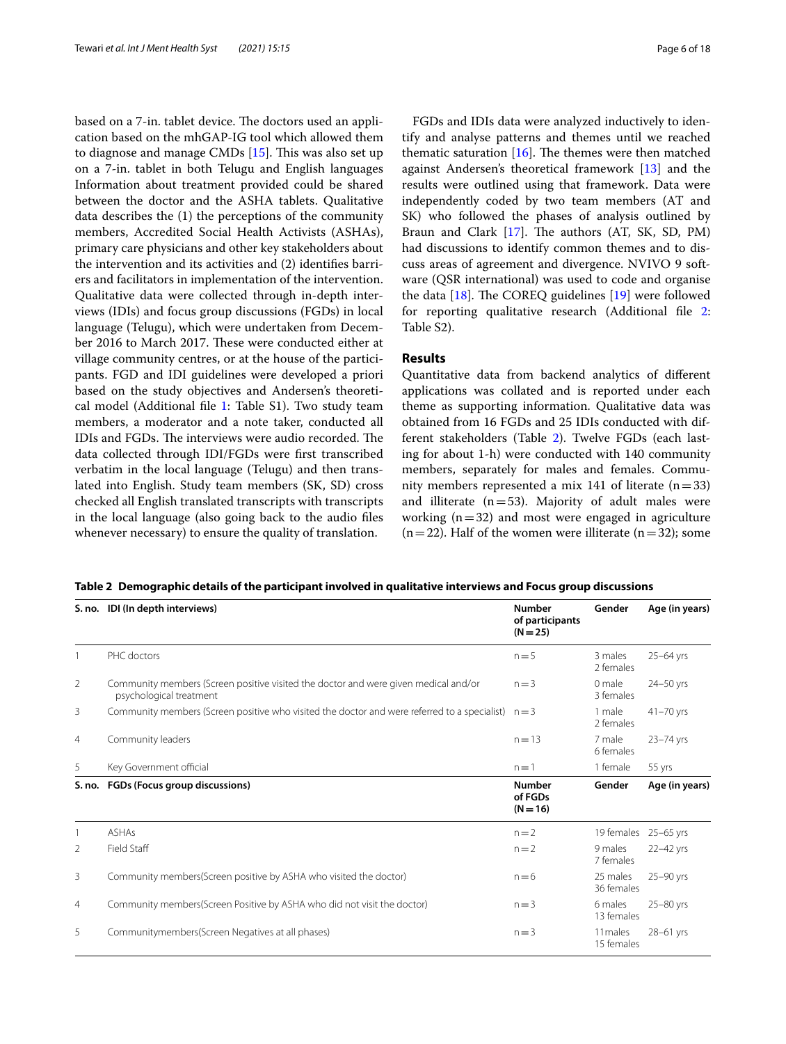based on a 7-in. tablet device. The doctors used an application based on the mhGAP-IG tool which allowed them to diagnose and manage CMDs [15]. This was also set up on a 7-in. tablet in both Telugu and English languages Information about treatment provided could be shared between the doctor and the ASHA tablets. Qualitative data describes the (1) the perceptions of the community members, Accredited Social Health Activists (ASHAs), primary care physicians and other key stakeholders about the intervention and its activities and (2) identifies barriers and facilitators in implementation of the intervention. Qualitative data were collected through in-depth interviews (IDIs) and focus group discussions (FGDs) in local language (Telugu), which were undertaken from December 2016 to March 2017. These were conducted either at village community centres, or at the house of the participants. FGD and IDI guidelines were developed a priori based on the study objectives and Andersen's theoretical model (Additional file 1: Table S1). Two study team members, a moderator and a note taker, conducted all IDIs and FGDs. The interviews were audio recorded. The data collected through IDI/FGDs were first transcribed verbatim in the local language (Telugu) and then translated into English. Study team members (SK, SD) cross checked all English translated transcripts with transcripts in the local language (also going back to the audio files whenever necessary) to ensure the quality of translation.

FGDs and IDIs data were analyzed inductively to identify and analyse patterns and themes until we reached thematic saturation [16]. The themes were then matched against Andersen's theoretical framework [13] and the results were outlined using that framework. Data were independently coded by two team members (AT and SK) who followed the phases of analysis outlined by Braun and Clark [17]. The authors (AT, SK, SD, PM) had discussions to identify common themes and to discuss areas of agreement and divergence. NVIVO 9 software (QSR international) was used to code and organise the data [18]. The COREQ guidelines [19] were followed for reporting qualitative research (Additional file 2: Table S2).

## Results

Quantitative data from backend analytics of different applications was collated and is reported under each theme as supporting information. Qualitative data was obtained from 16 FGDs and 25 IDIs conducted with different stakeholders (Table 2). Twelve FGDs (each lasting for about 1-h) were conducted with 140 community members, separately for males and females. Community members represented a mix 141 of literate (n = 33) and illiterate (n = 53). Majority of adult males were working (n = 32) and most were engaged in agriculture (n = 22). Half of the women were illiterate (n = 32); some

**Table 2 Demographic details of the participant involved in qualitative interviews and Focus group discussions**

| S. no. | IDI (In depth interviews) | Number of participants (N = 25) | Gender | Age (in years) |
|---|---|---|---|---|
| 1 | PHC doctors | n = 5 | 3 males<br>2 females | 25–64 yrs |
| 2 | Community members (Screen positive visited the doctor and were given medical and/or psychological treatment | n = 3 | 0 male<br>3 females | 24–50 yrs |
| 3 | Community members (Screen positive who visited the doctor and were referred to a specialist) | n = 3 | 1 male<br>2 females | 41–70 yrs |
| 4 | Community leaders | n = 13 | 7 male<br>6 females | 23–74 yrs |
| 5 | Key Government official | n = 1 | 1 female | 55 yrs |
| **S. no.** | **FGDs (Focus group discussions)** | **Number of FGDs (N = 16)** | **Gender** | **Age (in years)** |
| 1 | ASHAs | n = 2 | 19 females | 25–65 yrs |
| 2 | Field Staff | n = 2 | 9 males<br>7 females | 22–42 yrs |
| 3 | Community members(Screen positive by ASHA who visited the doctor) | n = 6 | 25 males<br>36 females | 25–90 yrs |
| 4 | Community members(Screen Positive by ASHA who did not visit the doctor) | n = 3 | 6 males<br>13 females | 25–80 yrs |
| 5 | Communitymembers(Screen Negatives at all phases) | n = 3 | 11males<br>15 females | 28–61 yrs |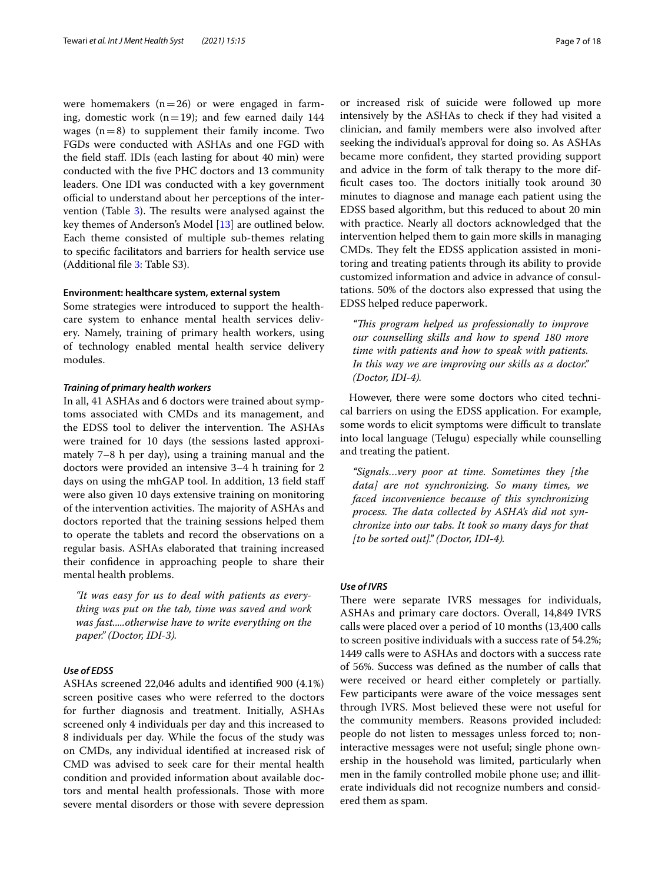were homemakers (n = 26) or were engaged in farming, domestic work (n = 19); and few earned daily 144 wages (n = 8) to supplement their family income. Two FGDs were conducted with ASHAs and one FGD with the field staff. IDIs (each lasting for about 40 min) were conducted with the five PHC doctors and 13 community leaders. One IDI was conducted with a key government official to understand about her perceptions of the intervention (Table 3). The results were analysed against the key themes of Anderson's Model [13] are outlined below. Each theme consisted of multiple sub-themes relating to specific facilitators and barriers for health service use (Additional file 3: Table S3).

#### Environment: healthcare system, external system

Some strategies were introduced to support the healthcare system to enhance mental health services delivery. Namely, training of primary health workers, using of technology enabled mental health service delivery modules.

##### *Training of primary health workers*

In all, 41 ASHAs and 6 doctors were trained about symptoms associated with CMDs and its management, and the EDSS tool to deliver the intervention. The ASHAs were trained for 10 days (the sessions lasted approximately 7–8 h per day), using a training manual and the doctors were provided an intensive 3–4 h training for 2 days on using the mhGAP tool. In addition, 13 field staff were also given 10 days extensive training on monitoring of the intervention activities. The majority of ASHAs and doctors reported that the training sessions helped them to operate the tablets and record the observations on a regular basis. ASHAs elaborated that training increased their confidence in approaching people to share their mental health problems.

> *"It was easy for us to deal with patients as everything was put on the tab, time was saved and work was fast.....otherwise have to write everything on the paper." (Doctor, IDI-3).*

##### *Use of EDSS*

ASHAs screened 22,046 adults and identified 900 (4.1%) screen positive cases who were referred to the doctors for further diagnosis and treatment. Initially, ASHAs screened only 4 individuals per day and this increased to 8 individuals per day. While the focus of the study was on CMDs, any individual identified at increased risk of CMD was advised to seek care for their mental health condition and provided information about available doctors and mental health professionals. Those with more severe mental disorders or those with severe depression or increased risk of suicide were followed up more intensively by the ASHAs to check if they had visited a clinician, and family members were also involved after seeking the individual's approval for doing so. As ASHAs became more confident, they started providing support and advice in the form of talk therapy to the more difficult cases too. The doctors initially took around 30 minutes to diagnose and manage each patient using the EDSS based algorithm, but this reduced to about 20 min with practice. Nearly all doctors acknowledged that the intervention helped them to gain more skills in managing CMDs. They felt the EDSS application assisted in monitoring and treating patients through its ability to provide customized information and advice in advance of consultations. 50% of the doctors also expressed that using the EDSS helped reduce paperwork.

> *"This program helped us professionally to improve our counselling skills and how to spend 180 more time with patients and how to speak with patients. In this way we are improving our skills as a doctor." (Doctor, IDI-4).*

However, there were some doctors who cited technical barriers on using the EDSS application. For example, some words to elicit symptoms were difficult to translate into local language (Telugu) especially while counselling and treating the patient.

> *"Signals…very poor at time. Sometimes they [the data] are not synchronizing. So many times, we faced inconvenience because of this synchronizing process. The data collected by ASHA's did not synchronize into our tabs. It took so many days for that [to be sorted out]." (Doctor, IDI-4).*

##### *Use of IVRS*

There were separate IVRS messages for individuals, ASHAs and primary care doctors. Overall, 14,849 IVRS calls were placed over a period of 10 months (13,400 calls to screen positive individuals with a success rate of 54.2%; 1449 calls were to ASHAs and doctors with a success rate of 56%. Success was defined as the number of calls that were received or heard either completely or partially. Few participants were aware of the voice messages sent through IVRS. Most believed these were not useful for the community members. Reasons provided included: people do not listen to messages unless forced to; non-interactive messages were not useful; single phone ownership in the household was limited, particularly when men in the family controlled mobile phone use; and illiterate individuals did not recognize numbers and considered them as spam.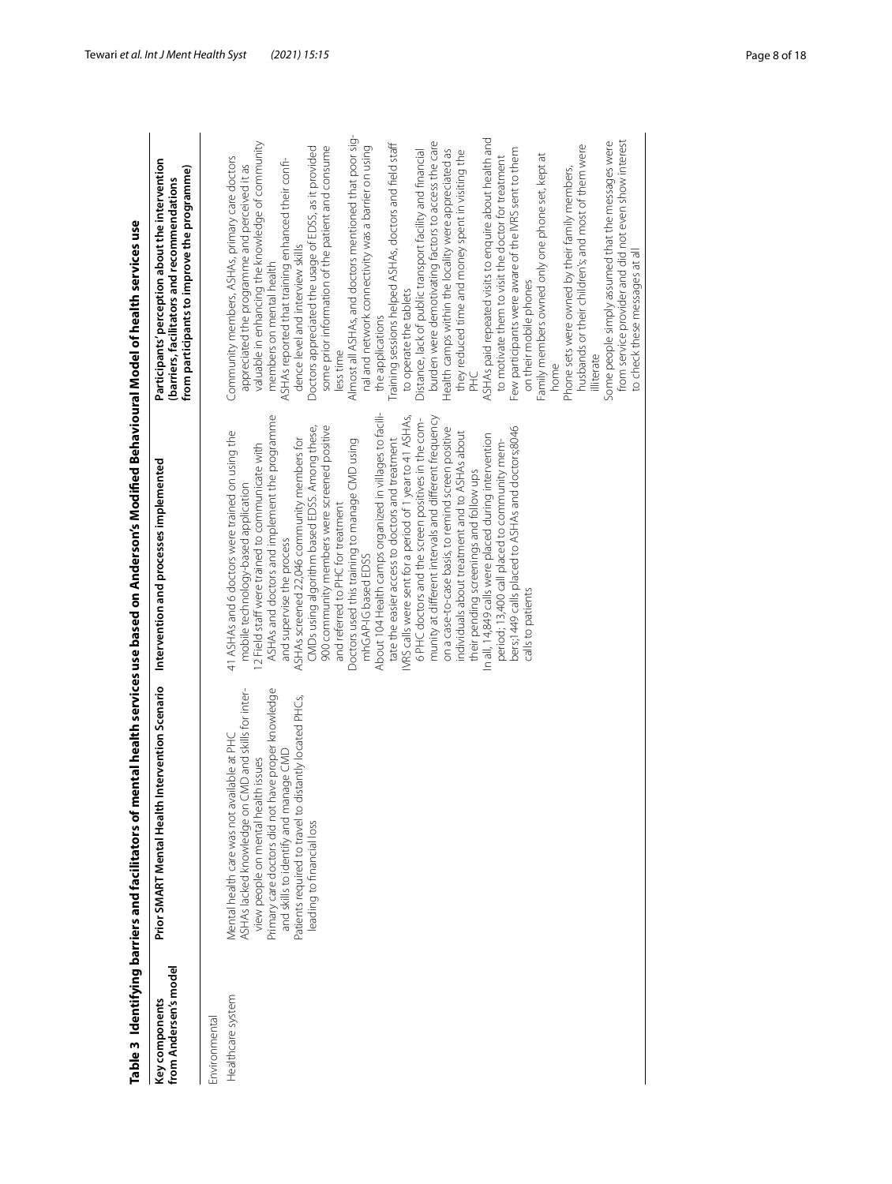**Table 3 Identifying barriers and facilitators of mental health services use based on Anderson's Modified Behavioural Model of health services use**

| Key components from Andersen's model | Prior SMART Mental Health Intervention Scenario | Intervention and processes implemented | Participants' perception about the intervention (barriers, facilitators and recommendations from participants to improve the programme) |
|---|---|---|---|
| Environmental | | | |
| Healthcare system | Mental health care was not available at PHC<br>ASHAs lacked knowledge on CMD and skills for interview people on mental health issues<br>Primary care doctors did not have proper knowledge and skills to identify and manage CMD<br>Patients required to travel to distantly located PHCs, leading to financial loss | 41 ASHAs and 6 doctors were trained on using the mobile technology-based application<br>12 Field staff were trained to communicate with ASHAs and doctors and implement the programme and supervise the process<br>ASHAs screened 22,046 community members for CMDs using algorithm based EDSS. Among these, 900 community members were screened positive and referred to PHC for treatment<br>Doctors used this training to manage CMD using mhGAP-IG based EDSS<br>About 104 Health camps organized in villages to facilitate the easier access to doctors and treatment<br>IVRS calls were sent for a period of 1 year to 41 ASHAs, 6 PHC doctors and the screen positives in the community at different intervals and different frequency on a case-to-case basis, to remind screen positive individuals about treatment and to ASHAs about their pending screenings and follow ups<br>In all, 14,849 calls were placed during intervention period; 13,400 call placed to community members;1449 calls placed to ASHAs and doctors;8046 calls to patients | Community members, ASHAs, primary care doctors appreciated the programme and perceived it as valuable in enhancing the knowledge of community members on mental health<br>ASHAs reported that training enhanced their confidence level and interview skills<br>Doctors appreciated the usage of EDSS, as it provided some prior information of the patient and consume less time<br>Almost all ASHAs, and doctors mentioned that poor signal and network connectivity was a barrier on using the applications<br>Training sessions helped ASHAs, doctors and field staff to operate the tablets<br>Distance, lack of public transport facility and financial burden were demotivating factors to access the care<br>Health camps within the locality were appreciated as they reduced time and money spent in visiting the PHC<br>ASHAs paid repeated visits to enquire about health and to motivate them to visit the doctor for treatment<br>Few participants were aware of the IVRS sent to them on their mobile phones<br>Family members owned only one phone set, kept at home<br>Phone sets were owned by their family members, husbands or their children's; and most of them were illiterate<br>Some people simply assumed that the messages were from service provider and did not even show interest to check these messages at all |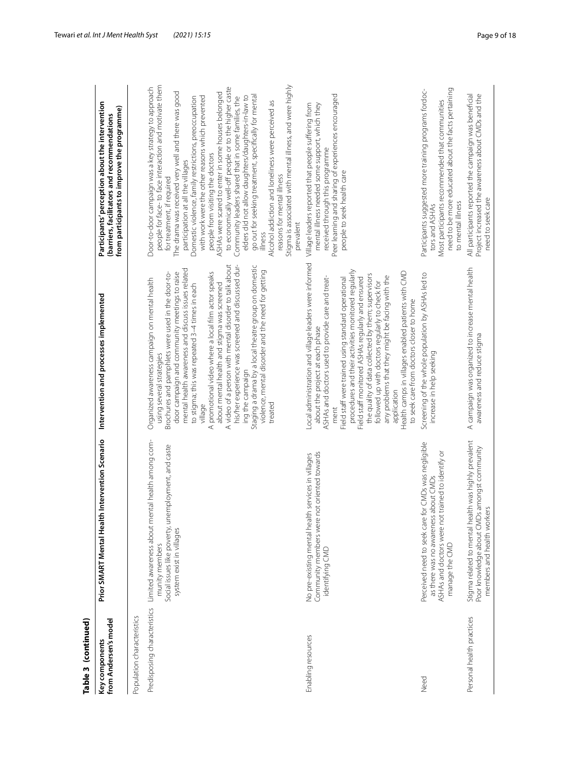**Table 3 (continued)**

| Key components from Andersen's model | Prior SMART Mental Health Intervention Scenario | Intervention and processes implemented | Participants' perception about the intervention (barriers, facilitators and recommendations from participants to improve the programme) |
|---|---|---|---|
| Population characteristics | | | |
| Predisposing characteristics | Limited awareness about mental health among community members<br>Social issues like poverty, unemployment, and caste system exist in villages | Organized awareness campaign on mental health using several strategies<br>Brochures and pamphlets were used in the door-to-door campaign and community meetings to raise mental health awareness and discuss issues related to stigma; this was repeated 3–4 times in each village<br>A promotional video where a local film actor speaks about mental health and stigma was screened<br>A video of a person with mental disorder to talk about his/her experience was screened and discussed during the campaign<br>Staging a drama by a local theatre group on domestic violence, mental disorder and the need for getting treated | Door-to-door campaign was a key strategy to approach people for face- to face interaction and motivate them for treatment, if required<br>The drama was received very well and there was good participation at all the villages<br>Domestic violence, family restrictions, preoccupation with work were the other reasons which prevented people from visiting the doctors<br>ASHAs were scared to enter in some houses belonged to economically well-off people or to the higher caste<br>Community leaders shared that in some families, the elders did not allow daughters/daughters-in-law to go out for seeking treatment, specifically for mental illness<br>Alcohol addiction and loneliness were perceived as reasons for mental illness<br>Stigma is associated with mental illness, and were highly prevalent |
| Enabling resources | No pre-existing mental health services in villages<br>Community members were not oriented towards identifying CMD | Local administration and village leaders were informed about the project at each phase<br>ASHAs and doctors used to provide care and treatment<br>Field staff were trained using standard operational procedures and their activities monitored regularly<br>Field staff monitored ASHAs regularly and ensured the quality of data collected by them; supervisors followed up with doctors regularly to check for any problems that they might be facing with the application<br>Health camps in villages enabled patients with CMD to seek care from doctors closer to home | Village leaders reported that people suffering from mental illness needed some support, which they received through this programme<br>Peer learning and sharing of experiences encouraged people to seek health care |
| Need | Perceived need to seek care for CMDs was negligible as there was no awareness about CMDs<br>ASHAs and doctors were not trained to identify or manage the CMD | Screening of the whole population by ASHAs led to increase in help seeking | Participants suggested more training programs fordoctors and ASHAs<br>Most participants recommended that communities need to be more educated about the facts pertaining to mental illness |
| Personal health practices | Stigma related to mental health was highly prevalent<br>Poor knowledge about CMDs amongst community members and health workers | A campaign was organized to increase mental health awareness and reduce stigma | All participants reported the campaign was beneficial<br>Project increased the awareness about CMDs and the need to seek care |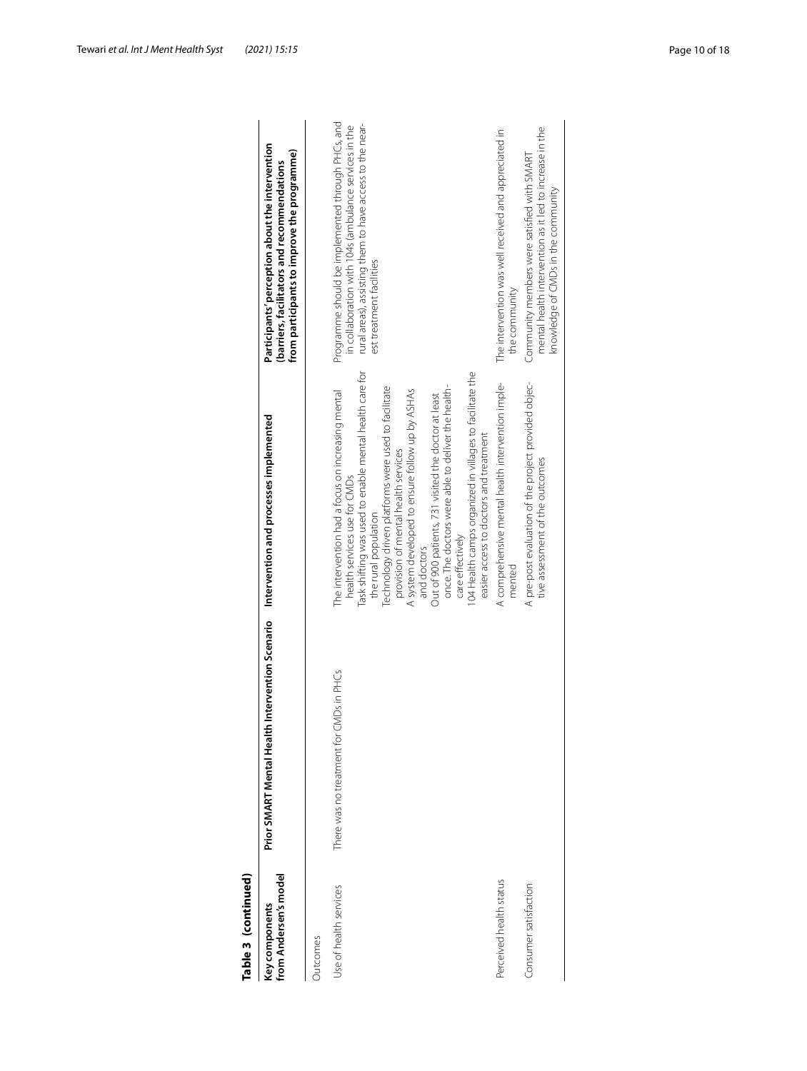**Table 3 (continued)**

| Key components from Andersen's model | Prior SMART Mental Health Intervention Scenario | Intervention and processes implemented | Participants' perception about the intervention (barriers, facilitators and recommendations from participants to improve the programme) |
|---|---|---|---|
| Outcomes | | | |
| Use of health services | There was no treatment for CMDs in PHCs | The intervention had a focus on increasing mental health services use for CMDs<br>Task shifting was used to enable mental health care for the rural population<br>Technology driven platforms were used to facilitate provision of mental health services<br>A system developed to ensure follow up by ASHAs and doctors<br>Out of 900 patients, 731 visited the doctor at least once. The doctors were able to deliver the health-care effectively<br>104 Health camps organized in villages to facilitate the easier access to doctors and treatment | Programme should be implemented through PHCs, and in collaboration with 104s (ambulance services in the rural areas), assisting them to have access to the nearest treatment facilities |
| Perceived health status | | A comprehensive mental health intervention implemented | The intervention was well received and appreciated in the community |
| Consumer satisfaction | | A pre-post evaluation of the project provided objective assessment of the outcomes | Community members were satisfied with SMART mental health intervention as it led to increase in the knowledge of CMDs in the community |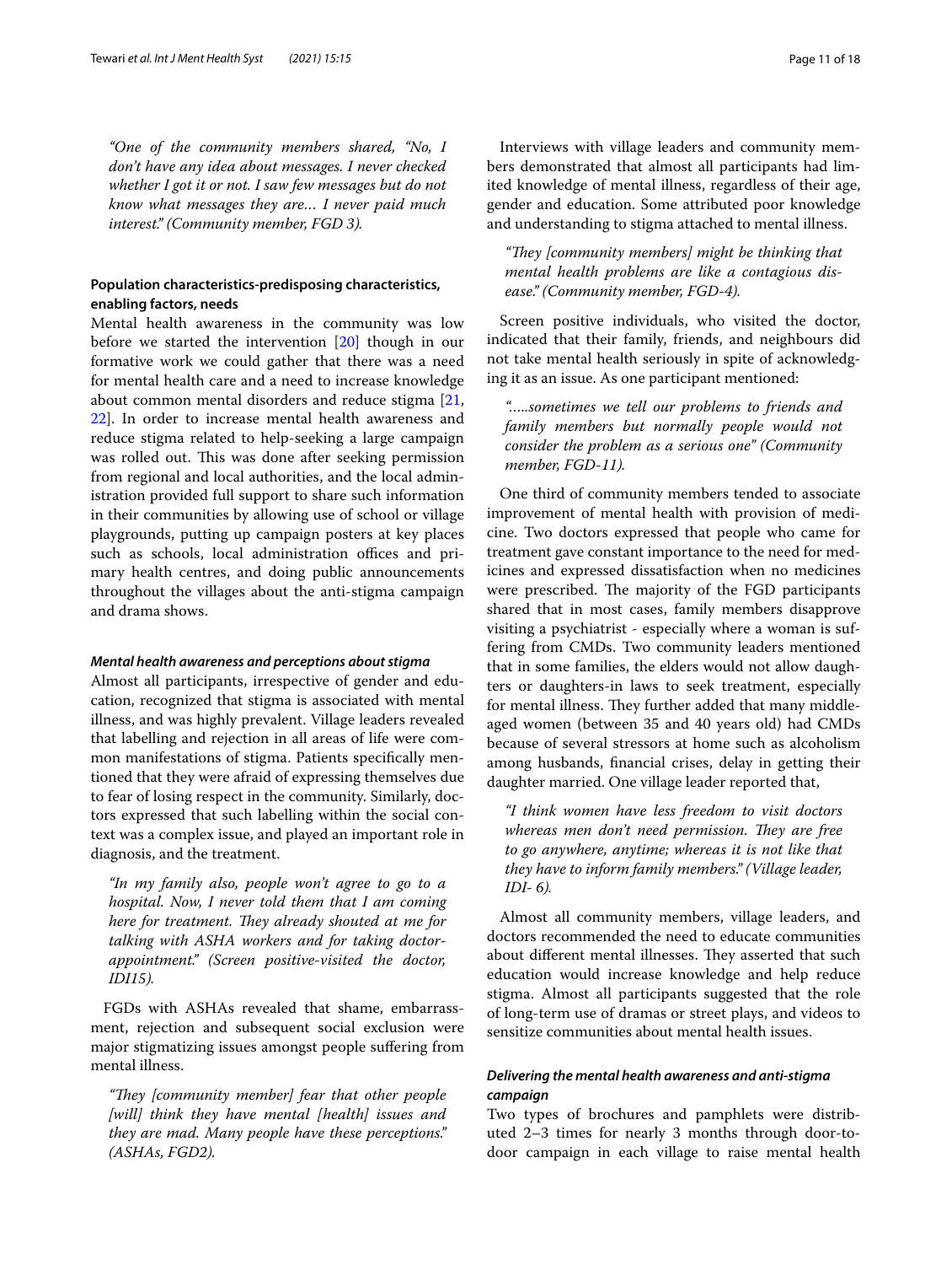*"One of the community members shared, "No, I don't have any idea about messages. I never checked whether I got it or not. I saw few messages but do not know what messages they are… I never paid much interest." (Community member, FGD 3).*

### Population characteristics-predisposing characteristics, enabling factors, needs

Mental health awareness in the community was low before we started the intervention [20] though in our formative work we could gather that there was a need for mental health care and a need to increase knowledge about common mental disorders and reduce stigma [21, 22]. In order to increase mental health awareness and reduce stigma related to help-seeking a large campaign was rolled out. This was done after seeking permission from regional and local authorities, and the local administration provided full support to share such information in their communities by allowing use of school or village playgrounds, putting up campaign posters at key places such as schools, local administration offices and primary health centres, and doing public announcements throughout the villages about the anti-stigma campaign and drama shows.

#### *Mental health awareness and perceptions about stigma*

Almost all participants, irrespective of gender and education, recognized that stigma is associated with mental illness, and was highly prevalent. Village leaders revealed that labelling and rejection in all areas of life were common manifestations of stigma. Patients specifically mentioned that they were afraid of expressing themselves due to fear of losing respect in the community. Similarly, doctors expressed that such labelling within the social context was a complex issue, and played an important role in diagnosis, and the treatment.

> *"In my family also, people won't agree to go to a hospital. Now, I never told them that I am coming here for treatment. They already shouted at me for talking with ASHA workers and for taking doctor-appointment." (Screen positive-visited the doctor, IDI15).*

FGDs with ASHAs revealed that shame, embarrassment, rejection and subsequent social exclusion were major stigmatizing issues amongst people suffering from mental illness.

> *"They [community member] fear that other people [will] think they have mental [health] issues and they are mad. Many people have these perceptions." (ASHAs, FGD2).*

Interviews with village leaders and community members demonstrated that almost all participants had limited knowledge of mental illness, regardless of their age, gender and education. Some attributed poor knowledge and understanding to stigma attached to mental illness.

> *"They [community members] might be thinking that mental health problems are like a contagious disease." (Community member, FGD-4).*

Screen positive individuals, who visited the doctor, indicated that their family, friends, and neighbours did not take mental health seriously in spite of acknowledging it as an issue. As one participant mentioned:

> *"…..sometimes we tell our problems to friends and family members but normally people would not consider the problem as a serious one" (Community member, FGD-11).*

One third of community members tended to associate improvement of mental health with provision of medicine. Two doctors expressed that people who came for treatment gave constant importance to the need for medicines and expressed dissatisfaction when no medicines were prescribed. The majority of the FGD participants shared that in most cases, family members disapprove visiting a psychiatrist - especially where a woman is suffering from CMDs. Two community leaders mentioned that in some families, the elders would not allow daughters or daughters-in laws to seek treatment, especially for mental illness. They further added that many middle-aged women (between 35 and 40 years old) had CMDs because of several stressors at home such as alcoholism among husbands, financial crises, delay in getting their daughter married. One village leader reported that,

> *"I think women have less freedom to visit doctors whereas men don't need permission. They are free to go anywhere, anytime; whereas it is not like that they have to inform family members." (Village leader, IDI- 6).*

Almost all community members, village leaders, and doctors recommended the need to educate communities about different mental illnesses. They asserted that such education would increase knowledge and help reduce stigma. Almost all participants suggested that the role of long-term use of dramas or street plays, and videos to sensitize communities about mental health issues.

#### *Delivering the mental health awareness and anti-stigma campaign*

Two types of brochures and pamphlets were distributed 2–3 times for nearly 3 months through door-to-door campaign in each village to raise mental health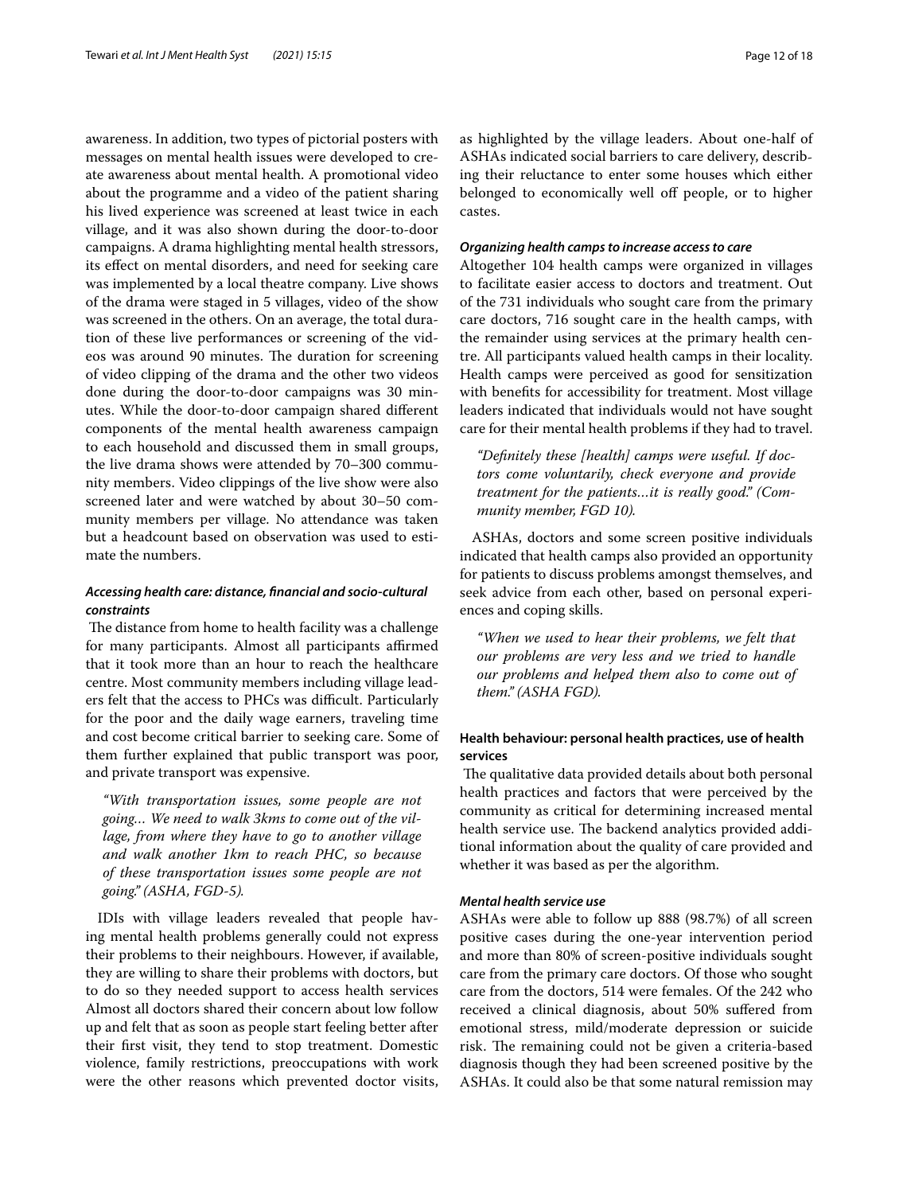awareness. In addition, two types of pictorial posters with messages on mental health issues were developed to create awareness about mental health. A promotional video about the programme and a video of the patient sharing his lived experience was screened at least twice in each village, and it was also shown during the door-to-door campaigns. A drama highlighting mental health stressors, its effect on mental disorders, and need for seeking care was implemented by a local theatre company. Live shows of the drama were staged in 5 villages, video of the show was screened in the others. On an average, the total duration of these live performances or screening of the videos was around 90 minutes. The duration for screening of video clipping of the drama and the other two videos done during the door-to-door campaigns was 30 minutes. While the door-to-door campaign shared different components of the mental health awareness campaign to each household and discussed them in small groups, the live drama shows were attended by 70–300 community members. Video clippings of the live show were also screened later and were watched by about 30–50 community members per village. No attendance was taken but a headcount based on observation was used to estimate the numbers.

#### *Accessing health care: distance, financial and socio-cultural constraints*

The distance from home to health facility was a challenge for many participants. Almost all participants affirmed that it took more than an hour to reach the healthcare centre. Most community members including village leaders felt that the access to PHCs was difficult. Particularly for the poor and the daily wage earners, traveling time and cost become critical barrier to seeking care. Some of them further explained that public transport was poor, and private transport was expensive.

> *"With transportation issues, some people are not going… We need to walk 3kms to come out of the village, from where they have to go to another village and walk another 1km to reach PHC, so because of these transportation issues some people are not going." (ASHA, FGD-5).*

IDIs with village leaders revealed that people having mental health problems generally could not express their problems to their neighbours. However, if available, they are willing to share their problems with doctors, but to do so they needed support to access health services Almost all doctors shared their concern about low follow up and felt that as soon as people start feeling better after their first visit, they tend to stop treatment. Domestic violence, family restrictions, preoccupations with work were the other reasons which prevented doctor visits, as highlighted by the village leaders. About one-half of ASHAs indicated social barriers to care delivery, describing their reluctance to enter some houses which either belonged to economically well off people, or to higher castes.

#### *Organizing health camps to increase access to care*

Altogether 104 health camps were organized in villages to facilitate easier access to doctors and treatment. Out of the 731 individuals who sought care from the primary care doctors, 716 sought care in the health camps, with the remainder using services at the primary health centre. All participants valued health camps in their locality. Health camps were perceived as good for sensitization with benefits for accessibility for treatment. Most village leaders indicated that individuals would not have sought care for their mental health problems if they had to travel.

> *"Definitely these [health] camps were useful. If doctors come voluntarily, check everyone and provide treatment for the patients…it is really good." (Community member, FGD 10).*

ASHAs, doctors and some screen positive individuals indicated that health camps also provided an opportunity for patients to discuss problems amongst themselves, and seek advice from each other, based on personal experiences and coping skills.

> *"When we used to hear their problems, we felt that our problems are very less and we tried to handle our problems and helped them also to come out of them." (ASHA FGD).*

### **Health behaviour: personal health practices, use of health services**

The qualitative data provided details about both personal health practices and factors that were perceived by the community as critical for determining increased mental health service use. The backend analytics provided additional information about the quality of care provided and whether it was based as per the algorithm.

#### *Mental health service use*

ASHAs were able to follow up 888 (98.7%) of all screen positive cases during the one-year intervention period and more than 80% of screen-positive individuals sought care from the primary care doctors. Of those who sought care from the doctors, 514 were females. Of the 242 who received a clinical diagnosis, about 50% suffered from emotional stress, mild/moderate depression or suicide risk. The remaining could not be given a criteria-based diagnosis though they had been screened positive by the ASHAs. It could also be that some natural remission may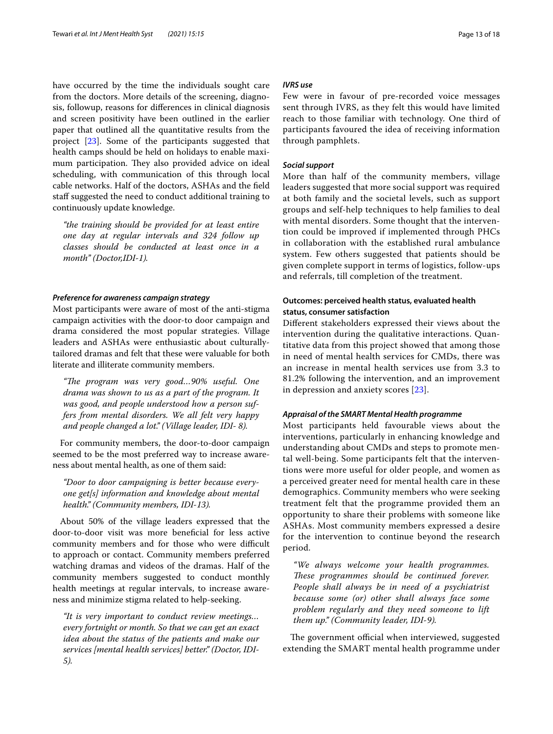have occurred by the time the individuals sought care from the doctors. More details of the screening, diagnosis, followup, reasons for differences in clinical diagnosis and screen positivity have been outlined in the earlier paper that outlined all the quantitative results from the project [23]. Some of the participants suggested that health camps should be held on holidays to enable maximum participation. They also provided advice on ideal scheduling, with communication of this through local cable networks. Half of the doctors, ASHAs and the field staff suggested the need to conduct additional training to continuously update knowledge.

> *"the training should be provided for at least entire one day at regular intervals and 324 follow up classes should be conducted at least once in a month" (Doctor,IDI-1).*

#### *Preference for awareness campaign strategy*

Most participants were aware of most of the anti-stigma campaign activities with the door-to door campaign and drama considered the most popular strategies. Village leaders and ASHAs were enthusiastic about culturally-tailored dramas and felt that these were valuable for both literate and illiterate community members.

> *"The program was very good…90% useful. One drama was shown to us as a part of the program. It was good, and people understood how a person suffers from mental disorders. We all felt very happy and people changed a lot." (Village leader, IDI- 8).*

For community members, the door-to-door campaign seemed to be the most preferred way to increase awareness about mental health, as one of them said:

> *"Door to door campaigning is better because everyone get[s] information and knowledge about mental health." (Community members, IDI-13).*

About 50% of the village leaders expressed that the door-to-door visit was more beneficial for less active community members and for those who were difficult to approach or contact. Community members preferred watching dramas and videos of the dramas. Half of the community members suggested to conduct monthly health meetings at regular intervals, to increase awareness and minimize stigma related to help-seeking.

> *"It is very important to conduct review meetings… every fortnight or month. So that we can get an exact idea about the status of the patients and make our services [mental health services] better." (Doctor, IDI-5).*

#### *IVRS use*

Few were in favour of pre-recorded voice messages sent through IVRS, as they felt this would have limited reach to those familiar with technology. One third of participants favoured the idea of receiving information through pamphlets.

#### *Social support*

More than half of the community members, village leaders suggested that more social support was required at both family and the societal levels, such as support groups and self-help techniques to help families to deal with mental disorders. Some thought that the intervention could be improved if implemented through PHCs in collaboration with the established rural ambulance system. Few others suggested that patients should be given complete support in terms of logistics, follow-ups and referrals, till completion of the treatment.

### Outcomes: perceived health status, evaluated health status, consumer satisfaction

Different stakeholders expressed their views about the intervention during the qualitative interactions. Quantitative data from this project showed that among those in need of mental health services for CMDs, there was an increase in mental health services use from 3.3 to 81.2% following the intervention, and an improvement in depression and anxiety scores [23].

#### *Appraisal of the SMART Mental Health programme*

Most participants held favourable views about the interventions, particularly in enhancing knowledge and understanding about CMDs and steps to promote mental well-being. Some participants felt that the interventions were more useful for older people, and women as a perceived greater need for mental health care in these demographics. Community members who were seeking treatment felt that the programme provided them an opportunity to share their problems with someone like ASHAs. Most community members expressed a desire for the intervention to continue beyond the research period.

> *"We always welcome your health programmes. These programmes should be continued forever. People shall always be in need of a psychiatrist because some (or) other shall always face some problem regularly and they need someone to lift them up." (Community leader, IDI-9).*

The government official when interviewed, suggested extending the SMART mental health programme under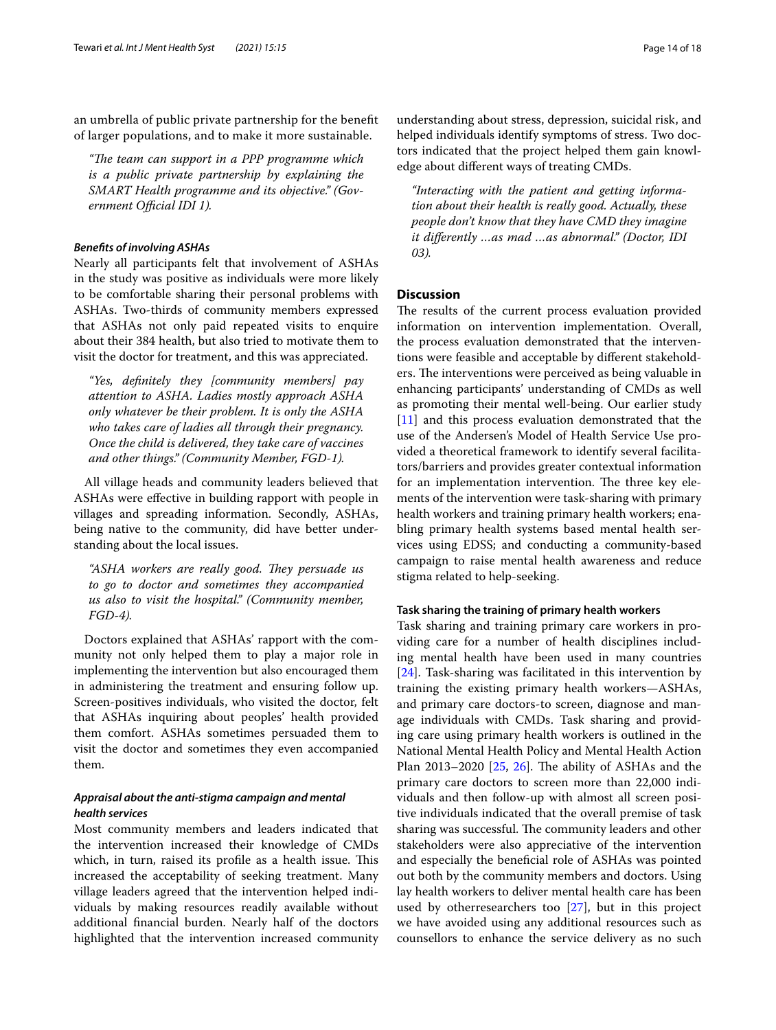an umbrella of public private partnership for the benefit of larger populations, and to make it more sustainable.

> *"The team can support in a PPP programme which is a public private partnership by explaining the SMART Health programme and its objective." (Government Official IDI 1).*

#### *Benefits of involving ASHAs*

Nearly all participants felt that involvement of ASHAs in the study was positive as individuals were more likely to be comfortable sharing their personal problems with ASHAs. Two-thirds of community members expressed that ASHAs not only paid repeated visits to enquire about their 384 health, but also tried to motivate them to visit the doctor for treatment, and this was appreciated.

> *"Yes, definitely they [community members] pay attention to ASHA. Ladies mostly approach ASHA only whatever be their problem. It is only the ASHA who takes care of ladies all through their pregnancy. Once the child is delivered, they take care of vaccines and other things." (Community Member, FGD-1).*

All village heads and community leaders believed that ASHAs were effective in building rapport with people in villages and spreading information. Secondly, ASHAs, being native to the community, did have better understanding about the local issues.

> *"ASHA workers are really good. They persuade us to go to doctor and sometimes they accompanied us also to visit the hospital." (Community member, FGD-4).*

Doctors explained that ASHAs' rapport with the community not only helped them to play a major role in implementing the intervention but also encouraged them in administering the treatment and ensuring follow up. Screen-positives individuals, who visited the doctor, felt that ASHAs inquiring about peoples' health provided them comfort. ASHAs sometimes persuaded them to visit the doctor and sometimes they even accompanied them.

#### *Appraisal about the anti-stigma campaign and mental health services*

Most community members and leaders indicated that the intervention increased their knowledge of CMDs which, in turn, raised its profile as a health issue. This increased the acceptability of seeking treatment. Many village leaders agreed that the intervention helped individuals by making resources readily available without additional financial burden. Nearly half of the doctors highlighted that the intervention increased community understanding about stress, depression, suicidal risk, and helped individuals identify symptoms of stress. Two doctors indicated that the project helped them gain knowledge about different ways of treating CMDs.

> *"Interacting with the patient and getting information about their health is really good. Actually, these people don't know that they have CMD they imagine it differently …as mad …as abnormal." (Doctor, IDI 03).*

## Discussion

The results of the current process evaluation provided information on intervention implementation. Overall, the process evaluation demonstrated that the interventions were feasible and acceptable by different stakeholders. The interventions were perceived as being valuable in enhancing participants' understanding of CMDs as well as promoting their mental well-being. Our earlier study [11] and this process evaluation demonstrated that the use of the Andersen's Model of Health Service Use provided a theoretical framework to identify several facilitators/barriers and provides greater contextual information for an implementation intervention. The three key elements of the intervention were task-sharing with primary health workers and training primary health workers; enabling primary health systems based mental health services using EDSS; and conducting a community-based campaign to raise mental health awareness and reduce stigma related to help-seeking.

### Task sharing the training of primary health workers

Task sharing and training primary care workers in providing care for a number of health disciplines including mental health have been used in many countries [24]. Task-sharing was facilitated in this intervention by training the existing primary health workers—ASHAs, and primary care doctors-to screen, diagnose and manage individuals with CMDs. Task sharing and providing care using primary health workers is outlined in the National Mental Health Policy and Mental Health Action Plan 2013–2020 [25, 26]. The ability of ASHAs and the primary care doctors to screen more than 22,000 individuals and then follow-up with almost all screen positive individuals indicated that the overall premise of task sharing was successful. The community leaders and other stakeholders were also appreciative of the intervention and especially the beneficial role of ASHAs was pointed out both by the community members and doctors. Using lay health workers to deliver mental health care has been used by otherresearchers too [27], but in this project we have avoided using any additional resources such as counsellors to enhance the service delivery as no such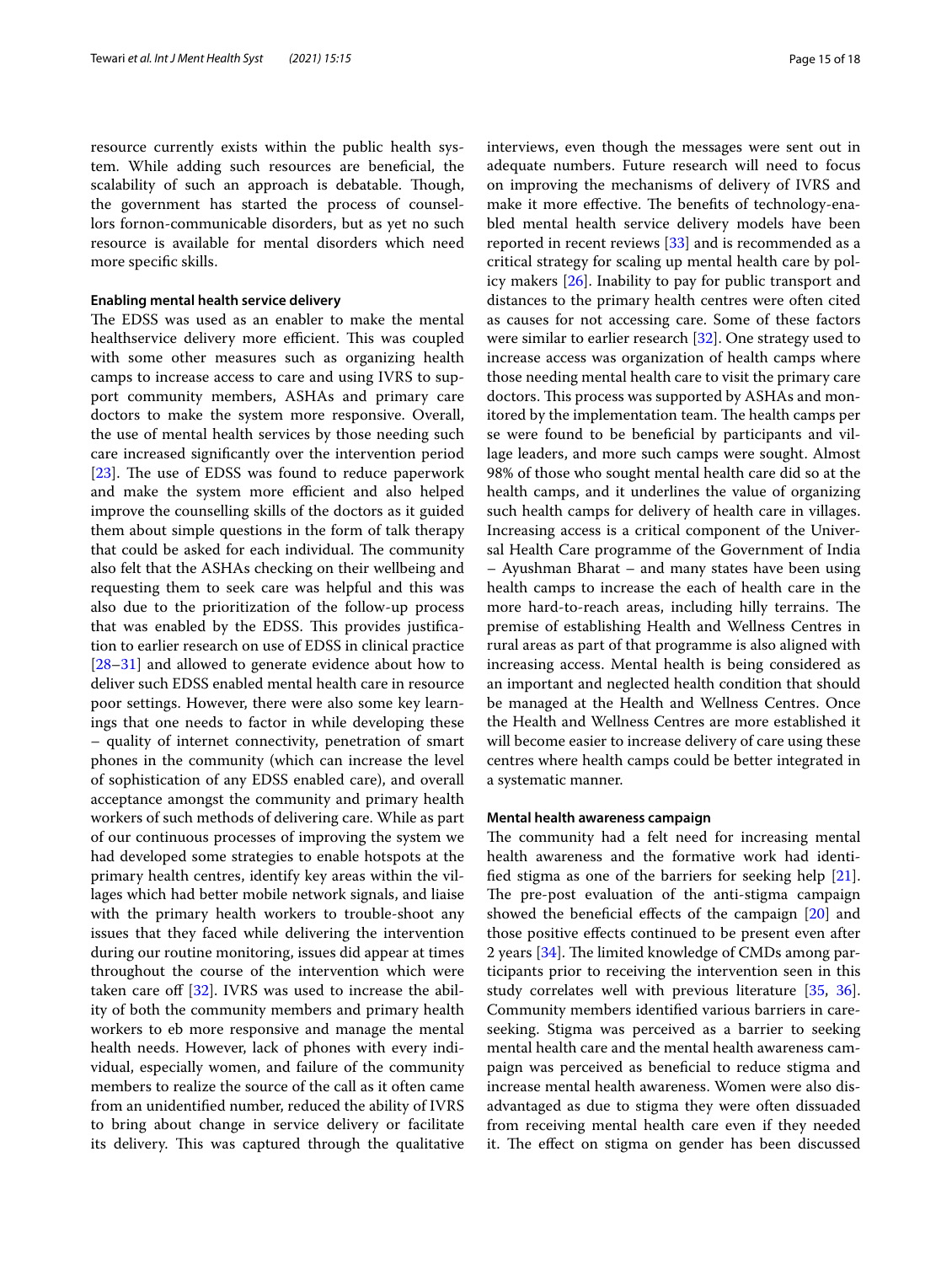resource currently exists within the public health system. While adding such resources are beneficial, the scalability of such an approach is debatable. Though, the government has started the process of counsellors fornon-communicable disorders, but as yet no such resource is available for mental disorders which need more specific skills.

#### Enabling mental health service delivery

The EDSS was used as an enabler to make the mental healthservice delivery more efficient. This was coupled with some other measures such as organizing health camps to increase access to care and using IVRS to support community members, ASHAs and primary care doctors to make the system more responsive. Overall, the use of mental health services by those needing such care increased significantly over the intervention period [23]. The use of EDSS was found to reduce paperwork and make the system more efficient and also helped improve the counselling skills of the doctors as it guided them about simple questions in the form of talk therapy that could be asked for each individual. The community also felt that the ASHAs checking on their wellbeing and requesting them to seek care was helpful and this was also due to the prioritization of the follow-up process that was enabled by the EDSS. This provides justification to earlier research on use of EDSS in clinical practice [28–31] and allowed to generate evidence about how to deliver such EDSS enabled mental health care in resource poor settings. However, there were also some key learnings that one needs to factor in while developing these – quality of internet connectivity, penetration of smart phones in the community (which can increase the level of sophistication of any EDSS enabled care), and overall acceptance amongst the community and primary health workers of such methods of delivering care. While as part of our continuous processes of improving the system we had developed some strategies to enable hotspots at the primary health centres, identify key areas within the villages which had better mobile network signals, and liaise with the primary health workers to trouble-shoot any issues that they faced while delivering the intervention during our routine monitoring, issues did appear at times throughout the course of the intervention which were taken care off [32]. IVRS was used to increase the ability of both the community members and primary health workers to eb more responsive and manage the mental health needs. However, lack of phones with every individual, especially women, and failure of the community members to realize the source of the call as it often came from an unidentified number, reduced the ability of IVRS to bring about change in service delivery or facilitate its delivery. This was captured through the qualitative interviews, even though the messages were sent out in adequate numbers. Future research will need to focus on improving the mechanisms of delivery of IVRS and make it more effective. The benefits of technology-enabled mental health service delivery models have been reported in recent reviews [33] and is recommended as a critical strategy for scaling up mental health care by policy makers [26]. Inability to pay for public transport and distances to the primary health centres were often cited as causes for not accessing care. Some of these factors were similar to earlier research [32]. One strategy used to increase access was organization of health camps where those needing mental health care to visit the primary care doctors. This process was supported by ASHAs and monitored by the implementation team. The health camps per se were found to be beneficial by participants and village leaders, and more such camps were sought. Almost 98% of those who sought mental health care did so at the health camps, and it underlines the value of organizing such health camps for delivery of health care in villages. Increasing access is a critical component of the Universal Health Care programme of the Government of India – Ayushman Bharat – and many states have been using health camps to increase the each of health care in the more hard-to-reach areas, including hilly terrains. The premise of establishing Health and Wellness Centres in rural areas as part of that programme is also aligned with increasing access. Mental health is being considered as an important and neglected health condition that should be managed at the Health and Wellness Centres. Once the Health and Wellness Centres are more established it will become easier to increase delivery of care using these centres where health camps could be better integrated in a systematic manner.

#### Mental health awareness campaign

The community had a felt need for increasing mental health awareness and the formative work had identified stigma as one of the barriers for seeking help [21]. The pre-post evaluation of the anti-stigma campaign showed the beneficial effects of the campaign [20] and those positive effects continued to be present even after 2 years [34]. The limited knowledge of CMDs among participants prior to receiving the intervention seen in this study correlates well with previous literature [35, 36]. Community members identified various barriers in care-seeking. Stigma was perceived as a barrier to seeking mental health care and the mental health awareness campaign was perceived as beneficial to reduce stigma and increase mental health awareness. Women were also disadvantaged as due to stigma they were often dissuaded from receiving mental health care even if they needed it. The effect on stigma on gender has been discussed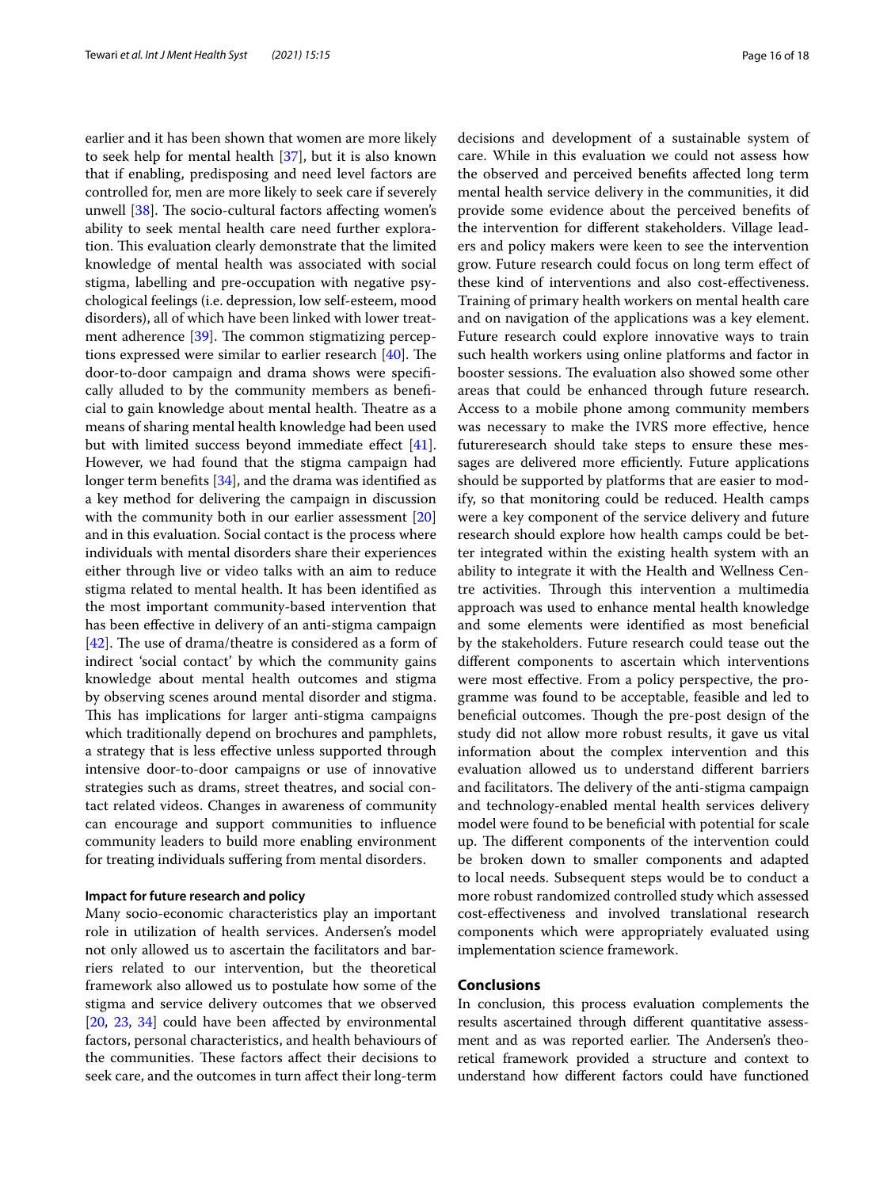earlier and it has been shown that women are more likely to seek help for mental health [37], but it is also known that if enabling, predisposing and need level factors are controlled for, men are more likely to seek care if severely unwell [38]. The socio-cultural factors affecting women's ability to seek mental health care need further exploration. This evaluation clearly demonstrate that the limited knowledge of mental health was associated with social stigma, labelling and pre-occupation with negative psychological feelings (i.e. depression, low self-esteem, mood disorders), all of which have been linked with lower treatment adherence [39]. The common stigmatizing perceptions expressed were similar to earlier research [40]. The door-to-door campaign and drama shows were specifically alluded to by the community members as beneficial to gain knowledge about mental health. Theatre as a means of sharing mental health knowledge had been used but with limited success beyond immediate effect [41]. However, we had found that the stigma campaign had longer term benefits [34], and the drama was identified as a key method for delivering the campaign in discussion with the community both in our earlier assessment [20] and in this evaluation. Social contact is the process where individuals with mental disorders share their experiences either through live or video talks with an aim to reduce stigma related to mental health. It has been identified as the most important community-based intervention that has been effective in delivery of an anti-stigma campaign [42]. The use of drama/theatre is considered as a form of indirect 'social contact' by which the community gains knowledge about mental health outcomes and stigma by observing scenes around mental disorder and stigma. This has implications for larger anti-stigma campaigns which traditionally depend on brochures and pamphlets, a strategy that is less effective unless supported through intensive door-to-door campaigns or use of innovative strategies such as drams, street theatres, and social contact related videos. Changes in awareness of community can encourage and support communities to influence community leaders to build more enabling environment for treating individuals suffering from mental disorders.

#### Impact for future research and policy

Many socio-economic characteristics play an important role in utilization of health services. Andersen's model not only allowed us to ascertain the facilitators and barriers related to our intervention, but the theoretical framework also allowed us to postulate how some of the stigma and service delivery outcomes that we observed [20, 23, 34] could have been affected by environmental factors, personal characteristics, and health behaviours of the communities. These factors affect their decisions to seek care, and the outcomes in turn affect their long-term decisions and development of a sustainable system of care. While in this evaluation we could not assess how the observed and perceived benefits affected long term mental health service delivery in the communities, it did provide some evidence about the perceived benefits of the intervention for different stakeholders. Village leaders and policy makers were keen to see the intervention grow. Future research could focus on long term effect of these kind of interventions and also cost-effectiveness. Training of primary health workers on mental health care and on navigation of the applications was a key element. Future research could explore innovative ways to train such health workers using online platforms and factor in booster sessions. The evaluation also showed some other areas that could be enhanced through future research. Access to a mobile phone among community members was necessary to make the IVRS more effective, hence futureresearch should take steps to ensure these messages are delivered more efficiently. Future applications should be supported by platforms that are easier to modify, so that monitoring could be reduced. Health camps were a key component of the service delivery and future research should explore how health camps could be better integrated within the existing health system with an ability to integrate it with the Health and Wellness Centre activities. Through this intervention a multimedia approach was used to enhance mental health knowledge and some elements were identified as most beneficial by the stakeholders. Future research could tease out the different components to ascertain which interventions were most effective. From a policy perspective, the programme was found to be acceptable, feasible and led to beneficial outcomes. Though the pre-post design of the study did not allow more robust results, it gave us vital information about the complex intervention and this evaluation allowed us to understand different barriers and facilitators. The delivery of the anti-stigma campaign and technology-enabled mental health services delivery model were found to be beneficial with potential for scale up. The different components of the intervention could be broken down to smaller components and adapted to local needs. Subsequent steps would be to conduct a more robust randomized controlled study which assessed cost-effectiveness and involved translational research components which were appropriately evaluated using implementation science framework.

## Conclusions

In conclusion, this process evaluation complements the results ascertained through different quantitative assessment and as was reported earlier. The Andersen's theoretical framework provided a structure and context to understand how different factors could have functioned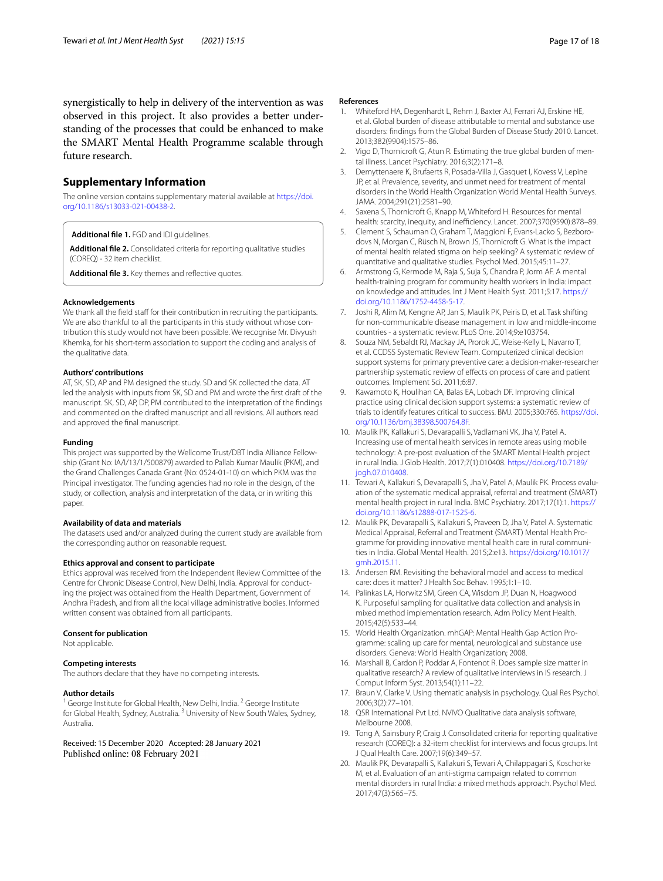synergistically to help in delivery of the intervention as was observed in this project. It also provides a better understanding of the processes that could be enhanced to make the SMART Mental Health Programme scalable through future research.

## Supplementary Information

The online version contains supplementary material available at https://doi.org/10.1186/s13033-021-00438-2.

**Additional file 1.** FGD and IDI guidelines.

**Additional file 2.** Consolidated criteria for reporting qualitative studies (COREQ) - 32 item checklist.

**Additional file 3.** Key themes and reflective quotes.

#### Acknowledgements

We thank all the field staff for their contribution in recruiting the participants. We are also thankful to all the participants in this study without whose contribution this study would not have been possible. We recognise Mr. Divyush Khemka, for his short-term association to support the coding and analysis of the qualitative data.

#### Authors' contributions

AT, SK, SD, AP and PM designed the study. SD and SK collected the data. AT led the analysis with inputs from SK, SD and PM and wrote the first draft of the manuscript. SK, SD, AP, DP, PM contributed to the interpretation of the findings and commented on the drafted manuscript and all revisions. All authors read and approved the final manuscript.

#### Funding

This project was supported by the Wellcome Trust/DBT India Alliance Fellowship (Grant No: IA/I/13/1/500879) awarded to Pallab Kumar Maulik (PKM), and the Grand Challenges Canada Grant (No: 0524-01-10) on which PKM was the Principal investigator. The funding agencies had no role in the design, of the study, or collection, analysis and interpretation of the data, or in writing this paper.

#### Availability of data and materials

The datasets used and/or analyzed during the current study are available from the corresponding author on reasonable request.

#### Ethics approval and consent to participate

Ethics approval was received from the Independent Review Committee of the Centre for Chronic Disease Control, New Delhi, India. Approval for conducting the project was obtained from the Health Department, Government of Andhra Pradesh, and from all the local village administrative bodies. Informed written consent was obtained from all participants.

#### Consent for publication

Not applicable.

#### Competing interests

The authors declare that they have no competing interests.

#### Author details

[1] George Institute for Global Health, New Delhi, India. [2] George Institute for Global Health, Sydney, Australia. [3] University of New South Wales, Sydney, Australia.

Received: 15 December 2020 Accepted: 28 January 2021
Published online: 08 February 2021

#### References

1. Whiteford HA, Degenhardt L, Rehm J, Baxter AJ, Ferrari AJ, Erskine HE, et al. Global burden of disease attributable to mental and substance use disorders: findings from the Global Burden of Disease Study 2010. Lancet. 2013;382(9904):1575–86.
2. Vigo D, Thornicroft G, Atun R. Estimating the true global burden of mental illness. Lancet Psychiatry. 2016;3(2):171–8.
3. Demyttenaere K, Brufaerts R, Posada-Villa J, Gasquet I, Kovess V, Lepine JP, et al. Prevalence, severity, and unmet need for treatment of mental disorders in the World Health Organization World Mental Health Surveys. JAMA. 2004;291(21):2581–90.
4. Saxena S, Thornicroft G, Knapp M, Whiteford H. Resources for mental health: scarcity, inequity, and inefficiency. Lancet. 2007;370(9590):878–89.
5. Clement S, Schauman O, Graham T, Maggioni F, Evans-Lacko S, Bezborodovs N, Morgan C, Rüsch N, Brown JS, Thornicroft G. What is the impact of mental health related stigma on help seeking? A systematic review of quantitative and qualitative studies. Psychol Med. 2015;45:11–27.
6. Armstrong G, Kermode M, Raja S, Suja S, Chandra P, Jorm AF. A mental health-training program for community health workers in India: impact on knowledge and attitudes. Int J Ment Health Syst. 2011;5:17. https://doi.org/10.1186/1752-4458-5-17.
7. Joshi R, Alim M, Kengne AP, Jan S, Maulik PK, Peiris D, et al. Task shifting for non-communicable disease management in low and middle-income countries - a systematic review. PLoS One. 2014;9:e103754.
8. Souza NM, Sebaldt RJ, Mackay JA, Prorok JC, Weise-Kelly L, Navarro T, et al. CCDSS Systematic Review Team. Computerized clinical decision support systems for primary preventive care: a decision-maker-researcher partnership systematic review of effects on process of care and patient outcomes. Implement Sci. 2011;6:87.
9. Kawamoto K, Houlihan CA, Balas EA, Lobach DF. Improving clinical practice using clinical decision support systems: a systematic review of trials to identify features critical to success. BMJ. 2005;330:765. https://doi.org/10.1136/bmj.38398.500764.8F.
10. Maulik PK, Kallakuri S, Devarapalli S, Vadlamani VK, Jha V, Patel A. Increasing use of mental health services in remote areas using mobile technology: A pre-post evaluation of the SMART Mental Health project in rural India. J Glob Health. 2017;7(1):010408. https://doi.org/10.7189/jogh.07.010408.
11. Tewari A, Kallakuri S, Devarapalli S, Jha V, Patel A, Maulik PK. Process evaluation of the systematic medical appraisal, referral and treatment (SMART) mental health project in rural India. BMC Psychiatry. 2017;17(1):1. https://doi.org/10.1186/s12888-017-1525-6.
12. Maulik PK, Devarapalli S, Kallakuri S, Praveen D, Jha V, Patel A. Systematic Medical Appraisal, Referral and Treatment (SMART) Mental Health Programme for providing innovative mental health care in rural communities in India. Global Mental Health. 2015;2:e13. https://doi.org/10.1017/gmh.2015.11.
13. Andersen RM. Revisiting the behavioral model and access to medical care: does it matter? J Health Soc Behav. 1995;1:1–10.
14. Palinkas LA, Horwitz SM, Green CA, Wisdom JP, Duan N, Hoagwood K. Purposeful sampling for qualitative data collection and analysis in mixed method implementation research. Adm Policy Ment Health. 2015;42(5):533–44.
15. World Health Organization. mhGAP: Mental Health Gap Action Programme: scaling up care for mental, neurological and substance use disorders. Geneva: World Health Organization; 2008.
16. Marshall B, Cardon P, Poddar A, Fontenot R. Does sample size matter in qualitative research? A review of qualitative interviews in IS research. J Comput Inform Syst. 2013;54(1):11–22.
17. Braun V, Clarke V. Using thematic analysis in psychology. Qual Res Psychol. 2006;3(2):77–101.
18. QSR International Pvt Ltd. NVIVO Qualitative data analysis software, Melbourne 2008.
19. Tong A, Sainsbury P, Craig J. Consolidated criteria for reporting qualitative research (COREQ): a 32-item checklist for interviews and focus groups. Int J Qual Health Care. 2007;19(6):349–57.
20. Maulik PK, Devarapalli S, Kallakuri S, Tewari A, Chilappagari S, Koschorke M, et al. Evaluation of an anti-stigma campaign related to common mental disorders in rural India: a mixed methods approach. Psychol Med. 2017;47(3):565–75.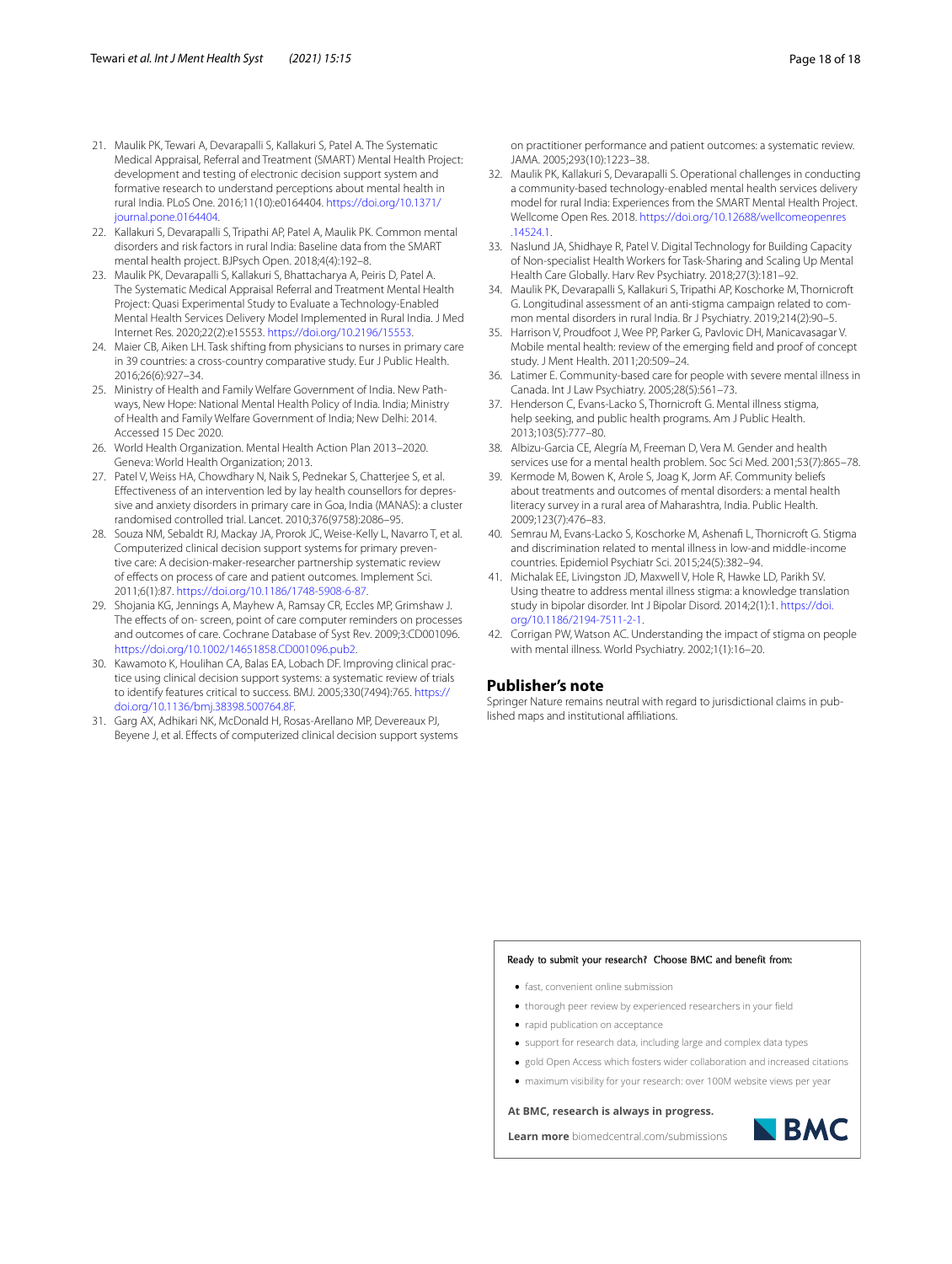21. Maulik PK, Tewari A, Devarapalli S, Kallakuri S, Patel A. The Systematic Medical Appraisal, Referral and Treatment (SMART) Mental Health Project: development and testing of electronic decision support system and formative research to understand perceptions about mental health in rural India. PLoS One. 2016;11(10):e0164404. https://doi.org/10.1371/journal.pone.0164404.
22. Kallakuri S, Devarapalli S, Tripathi AP, Patel A, Maulik PK. Common mental disorders and risk factors in rural India: Baseline data from the SMART mental health project. BJPsych Open. 2018;4(4):192–8.
23. Maulik PK, Devarapalli S, Kallakuri S, Bhattacharya A, Peiris D, Patel A. The Systematic Medical Appraisal Referral and Treatment Mental Health Project: Quasi Experimental Study to Evaluate a Technology-Enabled Mental Health Services Delivery Model Implemented in Rural India. J Med Internet Res. 2020;22(2):e15553. https://doi.org/10.2196/15553.
24. Maier CB, Aiken LH. Task shifting from physicians to nurses in primary care in 39 countries: a cross-country comparative study. Eur J Public Health. 2016;26(6):927–34.
25. Ministry of Health and Family Welfare Government of India. New Pathways, New Hope: National Mental Health Policy of India. India; Ministry of Health and Family Welfare Government of India; New Delhi: 2014. Accessed 15 Dec 2020.
26. World Health Organization. Mental Health Action Plan 2013–2020. Geneva: World Health Organization; 2013.
27. Patel V, Weiss HA, Chowdhary N, Naik S, Pednekar S, Chatterjee S, et al. Effectiveness of an intervention led by lay health counsellors for depressive and anxiety disorders in primary care in Goa, India (MANAS): a cluster randomised controlled trial. Lancet. 2010;376(9758):2086–95.
28. Souza NM, Sebaldt RJ, Mackay JA, Prorok JC, Weise-Kelly L, Navarro T, et al. Computerized clinical decision support systems for primary preventive care: A decision-maker-researcher partnership systematic review of effects on process of care and patient outcomes. Implement Sci. 2011;6(1):87. https://doi.org/10.1186/1748-5908-6-87.
29. Shojania KG, Jennings A, Mayhew A, Ramsay CR, Eccles MP, Grimshaw J. The effects of on- screen, point of care computer reminders on processes and outcomes of care. Cochrane Database of Syst Rev. 2009;3:CD001096. https://doi.org/10.1002/14651858.CD001096.pub2.
30. Kawamoto K, Houlihan CA, Balas EA, Lobach DF. Improving clinical practice using clinical decision support systems: a systematic review of trials to identify features critical to success. BMJ. 2005;330(7494):765. https://doi.org/10.1136/bmj.38398.500764.8F.
31. Garg AX, Adhikari NK, McDonald H, Rosas-Arellano MP, Devereaux PJ, Beyene J, et al. Effects of computerized clinical decision support systems on practitioner performance and patient outcomes: a systematic review. JAMA. 2005;293(10):1223–38.
32. Maulik PK, Kallakuri S, Devarapalli S. Operational challenges in conducting a community-based technology-enabled mental health services delivery model for rural India: Experiences from the SMART Mental Health Project. Wellcome Open Res. 2018. https://doi.org/10.12688/wellcomeopenres.14524.1.
33. Naslund JA, Shidhaye R, Patel V. Digital Technology for Building Capacity of Non-specialist Health Workers for Task-Sharing and Scaling Up Mental Health Care Globally. Harv Rev Psychiatry. 2018;27(3):181–92.
34. Maulik PK, Devarapalli S, Kallakuri S, Tripathi AP, Koschorke M, Thornicroft G. Longitudinal assessment of an anti-stigma campaign related to common mental disorders in rural India. Br J Psychiatry. 2019;214(2):90–5.
35. Harrison V, Proudfoot J, Wee PP, Parker G, Pavlovic DH, Manicavasagar V. Mobile mental health: review of the emerging field and proof of concept study. J Ment Health. 2011;20:509–24.
36. Latimer E. Community-based care for people with severe mental illness in Canada. Int J Law Psychiatry. 2005;28(5):561–73.
37. Henderson C, Evans-Lacko S, Thornicroft G. Mental illness stigma, help seeking, and public health programs. Am J Public Health. 2013;103(5):777–80.
38. Albizu-Garcia CE, Alegría M, Freeman D, Vera M. Gender and health services use for a mental health problem. Soc Sci Med. 2001;53(7):865–78.
39. Kermode M, Bowen K, Arole S, Joag K, Jorm AF. Community beliefs about treatments and outcomes of mental disorders: a mental health literacy survey in a rural area of Maharashtra, India. Public Health. 2009;123(7):476–83.
40. Semrau M, Evans-Lacko S, Koschorke M, Ashenafi L, Thornicroft G. Stigma and discrimination related to mental illness in low-and middle-income countries. Epidemiol Psychiatr Sci. 2015;24(5):382–94.
41. Michalak EE, Livingston JD, Maxwell V, Hole R, Hawke LD, Parikh SV. Using theatre to address mental illness stigma: a knowledge translation study in bipolar disorder. Int J Bipolar Disord. 2014;2(1):1. https://doi.org/10.1186/2194-7511-2-1.
42. Corrigan PW, Watson AC. Understanding the impact of stigma on people with mental illness. World Psychiatry. 2002;1(1):16–20.

## Publisher's note

Springer Nature remains neutral with regard to jurisdictional claims in published maps and institutional affiliations.

Ready to submit your research? Choose BMC and benefit from:

- fast, convenient online submission
- thorough peer review by experienced researchers in your field
- rapid publication on acceptance
- support for research data, including large and complex data types
- gold Open Access which fosters wider collaboration and increased citations
- maximum visibility for your research: over 100M website views per year

**At BMC, research is always in progress.**

**Learn more** biomedcentral.com/submissions

BMC